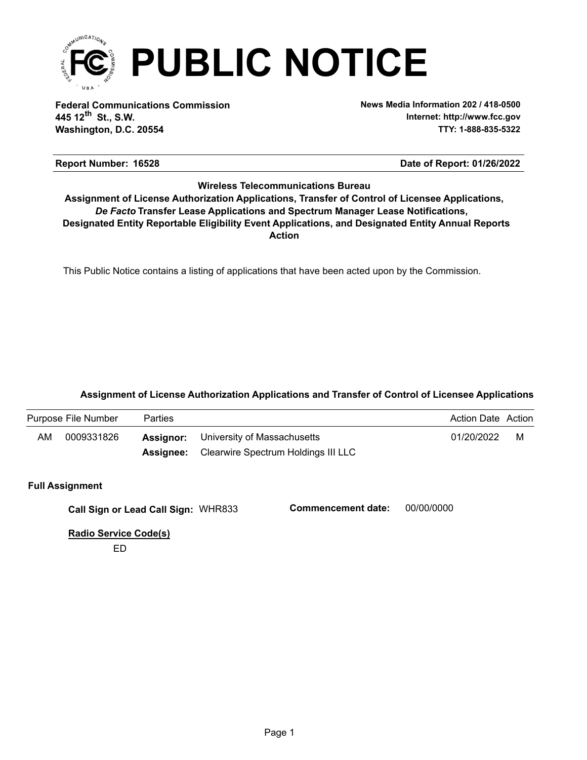# PUBLIC NOTICE

**Federal Communications Commission**
**445 12th St., S.W.**
**Washington, D.C. 20554**

**News Media Information 202 / 418-0500**
**Internet: http://www.fcc.gov**
**TTY: 1-888-835-5322**

**Report Number: 16528** **Date of Report: 01/26/2022**

**Wireless Telecommunications Bureau**
**Assignment of License Authorization Applications, Transfer of Control of Licensee Applications, *De Facto* Transfer Lease Applications and Spectrum Manager Lease Notifications, Designated Entity Reportable Eligibility Event Applications, and Designated Entity Annual Reports**
**Action**

This Public Notice contains a listing of applications that have been acted upon by the Commission.

### Assignment of License Authorization Applications and Transfer of Control of Licensee Applications

| Purpose | File Number | Parties | | Action Date | Action |
|---|---|---|---|---|---|
| AM | 0009331826 | **Assignor:** | University of Massachusetts | 01/20/2022 | M |
| | | **Assignee:** | Clearwire Spectrum Holdings III LLC | | |

**Full Assignment**

**Call Sign or Lead Call Sign:** WHR833 **Commencement date:** 00/00/0000

**Radio Service Code(s)**

ED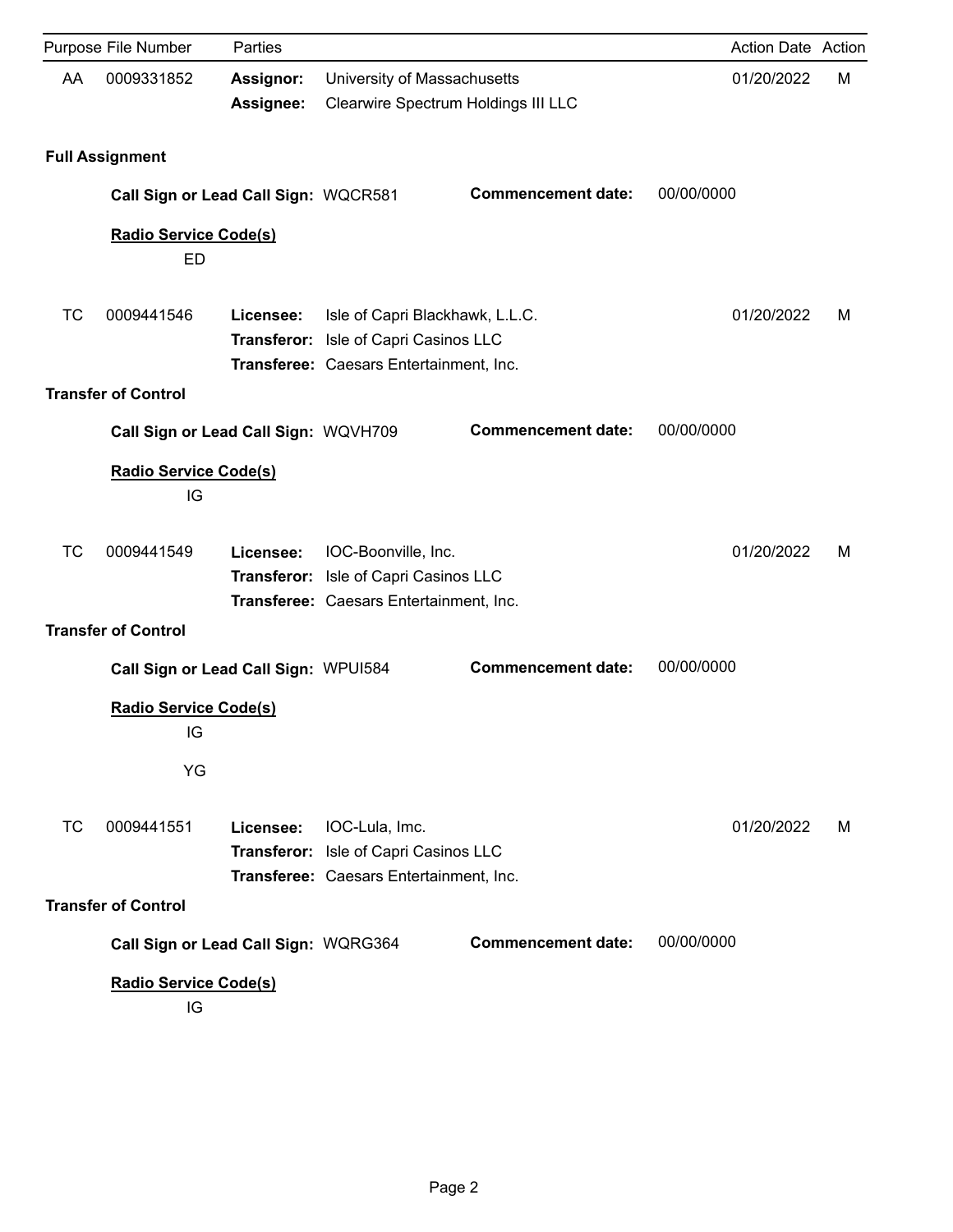| Purpose | File Number | Parties | | Action Date | Action |
|---|---|---|---|---|---|
| AA | 0009331852 | **Assignor:** | University of Massachusetts | 01/20/2022 | M |
| | | **Assignee:** | Clearwire Spectrum Holdings III LLC | | |

**Full Assignment**

**Call Sign or Lead Call Sign:** WQCR581 **Commencement date:** 00/00/0000

**Radio Service Code(s)**

ED

| Purpose | File Number | Parties | | Action Date | Action |
|---|---|---|---|---|---|
| TC | 0009441546 | **Licensee:** | Isle of Capri Blackhawk, L.L.C. | 01/20/2022 | M |
| | | **Transferor:** | Isle of Capri Casinos LLC | | |
| | | **Transferee:** | Caesars Entertainment, Inc. | | |

**Transfer of Control**

**Call Sign or Lead Call Sign:** WQVH709 **Commencement date:** 00/00/0000

**Radio Service Code(s)**

IG

| Purpose | File Number | Parties | | Action Date | Action |
|---|---|---|---|---|---|
| TC | 0009441549 | **Licensee:** | IOC-Boonville, Inc. | 01/20/2022 | M |
| | | **Transferor:** | Isle of Capri Casinos LLC | | |
| | | **Transferee:** | Caesars Entertainment, Inc. | | |

**Transfer of Control**

**Call Sign or Lead Call Sign:** WPUI584 **Commencement date:** 00/00/0000

**Radio Service Code(s)**

IG

YG

| Purpose | File Number | Parties | | Action Date | Action |
|---|---|---|---|---|---|
| TC | 0009441551 | **Licensee:** | IOC-Lula, Imc. | 01/20/2022 | M |
| | | **Transferor:** | Isle of Capri Casinos LLC | | |
| | | **Transferee:** | Caesars Entertainment, Inc. | | |

**Transfer of Control**

**Call Sign or Lead Call Sign:** WQRG364 **Commencement date:** 00/00/0000

**Radio Service Code(s)**

IG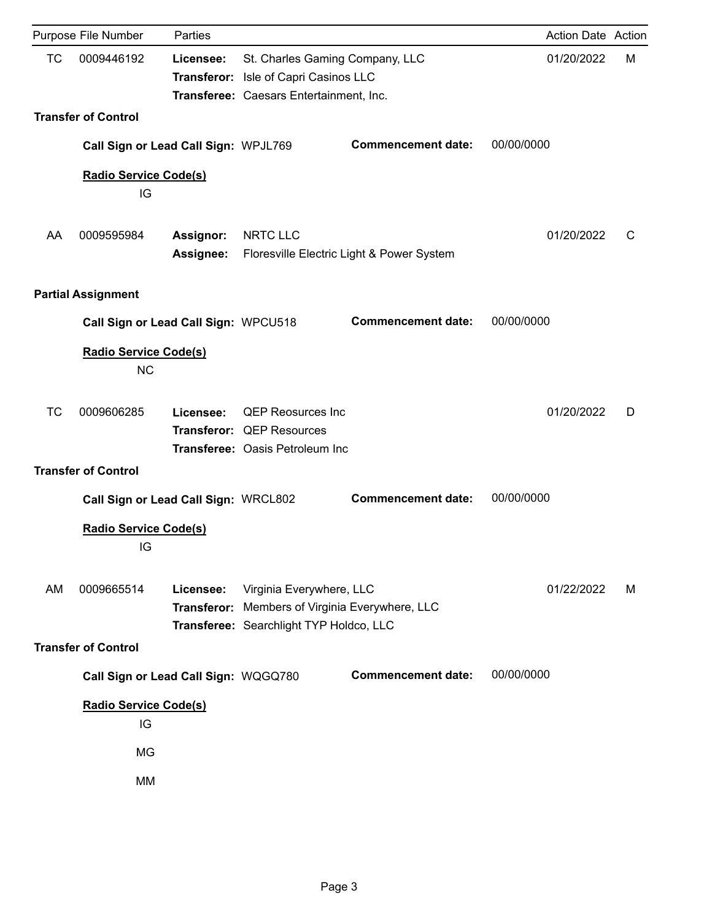| Purpose | File Number | Parties | | Action Date | Action |
|---|---|---|---|---|---|
| TC | 0009446192 | **Licensee:** | St. Charles Gaming Company, LLC | 01/20/2022 | M |
| | | **Transferor:** | Isle of Capri Casinos LLC | | |
| | | **Transferee:** | Caesars Entertainment, Inc. | | |

**Transfer of Control**

**Call Sign or Lead Call Sign:** WPJL769 **Commencement date:** 00/00/0000

**Radio Service Code(s)**

IG

| Purpose | File Number | Parties | | Action Date | Action |
|---|---|---|---|---|---|
| AA | 0009595984 | **Assignor:** | NRTC LLC | 01/20/2022 | C |
| | | **Assignee:** | Floresville Electric Light & Power System | | |

**Partial Assignment**

**Call Sign or Lead Call Sign:** WPCU518 **Commencement date:** 00/00/0000

**Radio Service Code(s)**

NC

| Purpose | File Number | Parties | | Action Date | Action |
|---|---|---|---|---|---|
| TC | 0009606285 | **Licensee:** | QEP Reosurces Inc | 01/20/2022 | D |
| | | **Transferor:** | QEP Resources | | |
| | | **Transferee:** | Oasis Petroleum Inc | | |

**Transfer of Control**

**Call Sign or Lead Call Sign:** WRCL802 **Commencement date:** 00/00/0000

**Radio Service Code(s)**

IG

| Purpose | File Number | Parties | | Action Date | Action |
|---|---|---|---|---|---|
| AM | 0009665514 | **Licensee:** | Virginia Everywhere, LLC | 01/22/2022 | M |
| | | **Transferor:** | Members of Virginia Everywhere, LLC | | |
| | | **Transferee:** | Searchlight TYP Holdco, LLC | | |

**Transfer of Control**

**Call Sign or Lead Call Sign:** WQGQ780 **Commencement date:** 00/00/0000

**Radio Service Code(s)**

IG

MG

MM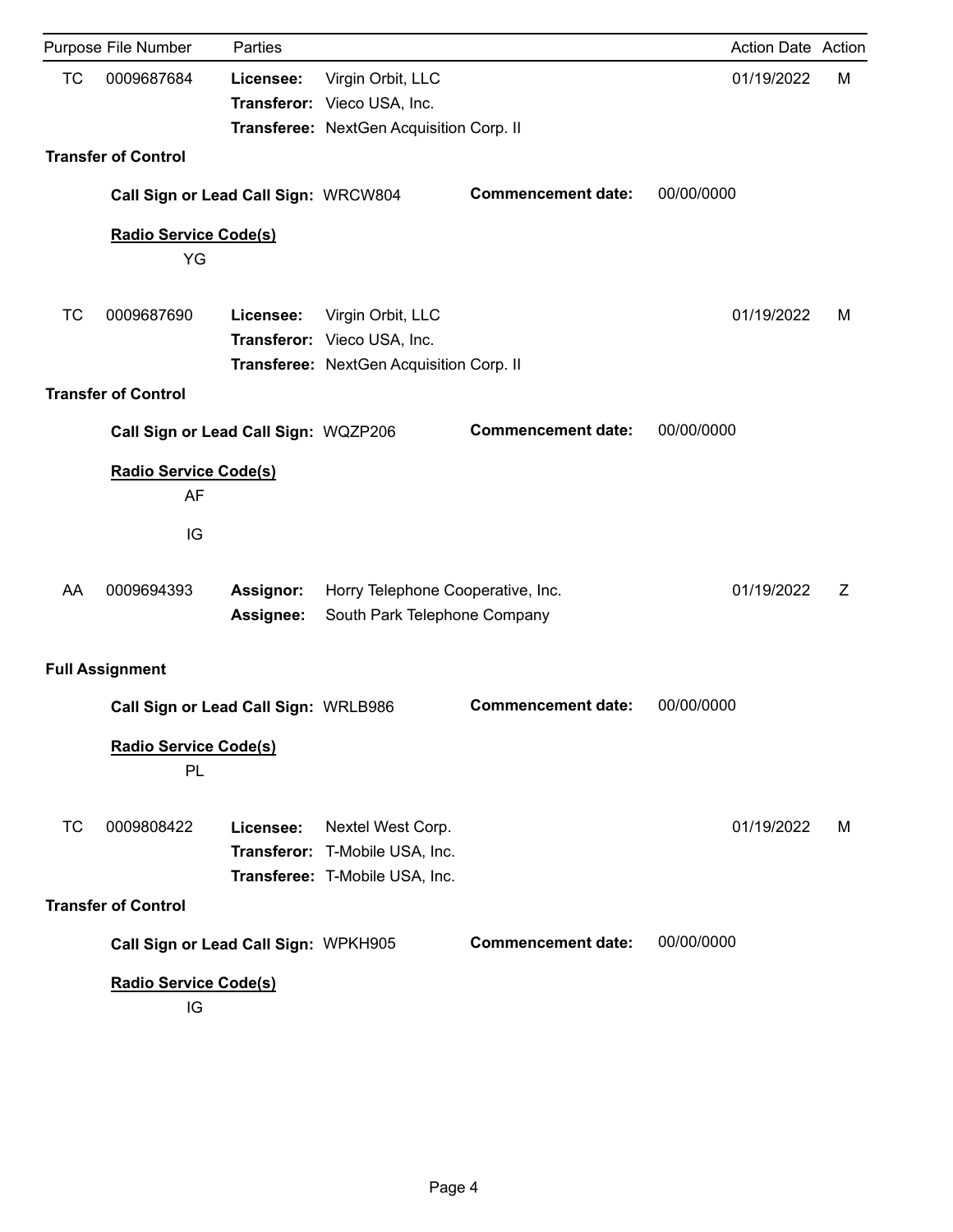| Purpose | File Number | Parties | | Action Date | Action |
|---|---|---|---|---|---|
| TC | 0009687684 | **Licensee:** | Virgin Orbit, LLC | 01/19/2022 | M |
| | | **Transferor:** | Vieco USA, Inc. | | |
| | | **Transferee:** | NextGen Acquisition Corp. II | | |

**Transfer of Control**

**Call Sign or Lead Call Sign:** WRCW804 **Commencement date:** 00/00/0000

**Radio Service Code(s)**

YG

| Purpose | File Number | Parties | | Action Date | Action |
|---|---|---|---|---|---|
| TC | 0009687690 | **Licensee:** | Virgin Orbit, LLC | 01/19/2022 | M |
| | | **Transferor:** | Vieco USA, Inc. | | |
| | | **Transferee:** | NextGen Acquisition Corp. II | | |

**Transfer of Control**

**Call Sign or Lead Call Sign:** WQZP206 **Commencement date:** 00/00/0000

**Radio Service Code(s)**

AF

IG

| Purpose | File Number | Parties | | Action Date | Action |
|---|---|---|---|---|---|
| AA | 0009694393 | **Assignor:** | Horry Telephone Cooperative, Inc. | 01/19/2022 | Z |
| | | **Assignee:** | South Park Telephone Company | | |

**Full Assignment**

**Call Sign or Lead Call Sign:** WRLB986 **Commencement date:** 00/00/0000

**Radio Service Code(s)**

PL

| Purpose | File Number | Parties | | Action Date | Action |
|---|---|---|---|---|---|
| TC | 0009808422 | **Licensee:** | Nextel West Corp. | 01/19/2022 | M |
| | | **Transferor:** | T-Mobile USA, Inc. | | |
| | | **Transferee:** | T-Mobile USA, Inc. | | |

**Transfer of Control**

**Call Sign or Lead Call Sign:** WPKH905 **Commencement date:** 00/00/0000

**Radio Service Code(s)**

IG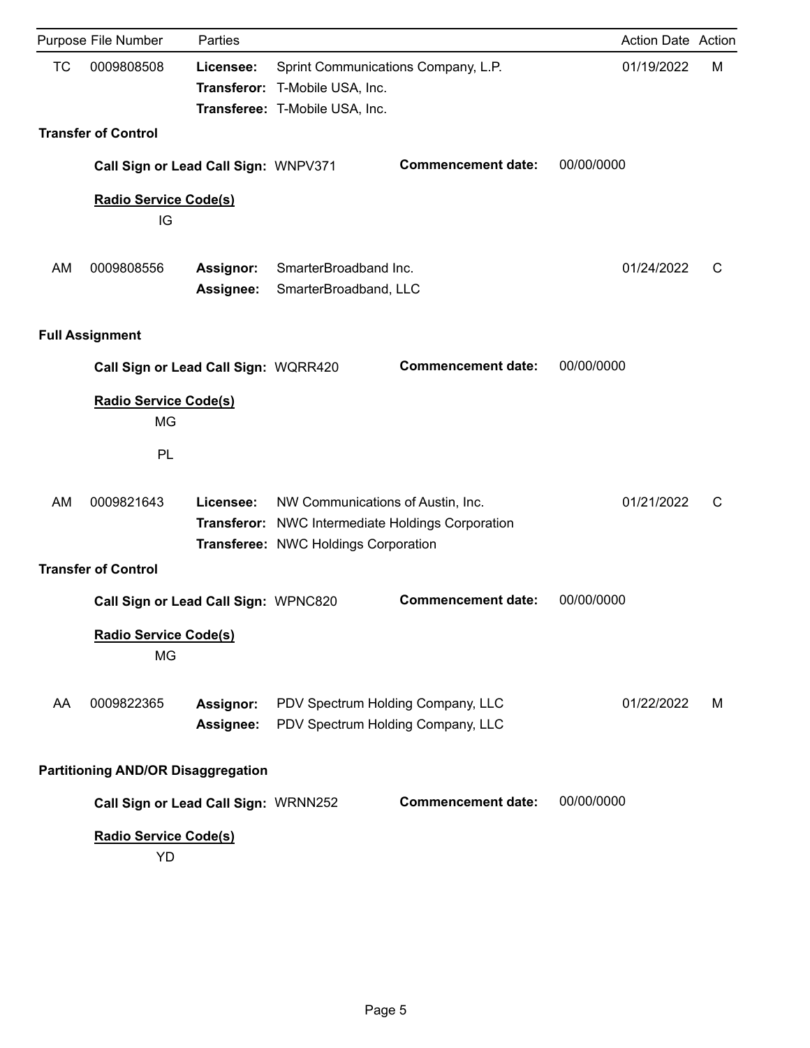| Purpose | File Number | Parties | | Action Date | Action |
|---|---|---|---|---|---|
| TC | 0009808508 | **Licensee:** | Sprint Communications Company, L.P. | 01/19/2022 | M |
| | | **Transferor:** | T-Mobile USA, Inc. | | |
| | | **Transferee:** | T-Mobile USA, Inc. | | |

**Transfer of Control**

**Call Sign or Lead Call Sign:** WNPV371 **Commencement date:** 00/00/0000

**Radio Service Code(s)**

IG

| Purpose | File Number | Parties | | Action Date | Action |
|---|---|---|---|---|---|
| AM | 0009808556 | **Assignor:** | SmarterBroadband Inc. | 01/24/2022 | C |
| | | **Assignee:** | SmarterBroadband, LLC | | |

**Full Assignment**

**Call Sign or Lead Call Sign:** WQRR420 **Commencement date:** 00/00/0000

**Radio Service Code(s)**

MG

PL

| Purpose | File Number | Parties | | Action Date | Action |
|---|---|---|---|---|---|
| AM | 0009821643 | **Licensee:** | NW Communications of Austin, Inc. | 01/21/2022 | C |
| | | **Transferor:** | NWC Intermediate Holdings Corporation | | |
| | | **Transferee:** | NWC Holdings Corporation | | |

**Transfer of Control**

**Call Sign or Lead Call Sign:** WPNC820 **Commencement date:** 00/00/0000

**Radio Service Code(s)**

MG

| Purpose | File Number | Parties | | Action Date | Action |
|---|---|---|---|---|---|
| AA | 0009822365 | **Assignor:** | PDV Spectrum Holding Company, LLC | 01/22/2022 | M |
| | | **Assignee:** | PDV Spectrum Holding Company, LLC | | |

**Partitioning AND/OR Disaggregation**

**Call Sign or Lead Call Sign:** WRNN252 **Commencement date:** 00/00/0000

**Radio Service Code(s)**

YD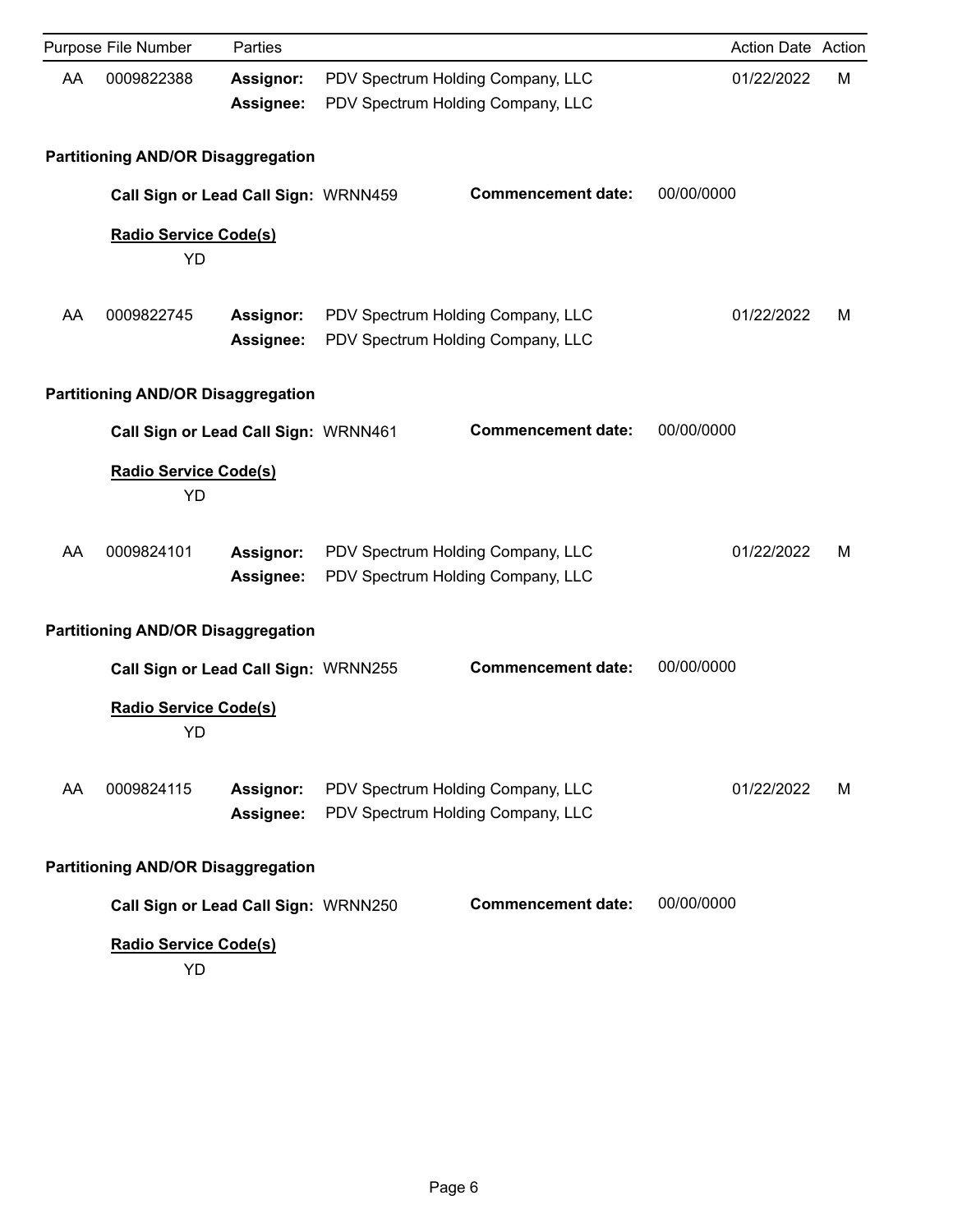| Purpose | File Number | Parties | | Action Date | Action |
| --- | --- | --- | --- | --- | --- |
| AA | 0009822388 | **Assignor:** | PDV Spectrum Holding Company, LLC | 01/22/2022 | M |
| | | **Assignee:** | PDV Spectrum Holding Company, LLC | | |

**Partitioning AND/OR Disaggregation**

**Call Sign or Lead Call Sign:** WRNN459 **Commencement date:** 00/00/0000

**Radio Service Code(s)**

YD

| Purpose | File Number | Parties | | Action Date | Action |
| --- | --- | --- | --- | --- | --- |
| AA | 0009822745 | **Assignor:** | PDV Spectrum Holding Company, LLC | 01/22/2022 | M |
| | | **Assignee:** | PDV Spectrum Holding Company, LLC | | |

**Partitioning AND/OR Disaggregation**

**Call Sign or Lead Call Sign:** WRNN461 **Commencement date:** 00/00/0000

**Radio Service Code(s)**

YD

| Purpose | File Number | Parties | | Action Date | Action |
| --- | --- | --- | --- | --- | --- |
| AA | 0009824101 | **Assignor:** | PDV Spectrum Holding Company, LLC | 01/22/2022 | M |
| | | **Assignee:** | PDV Spectrum Holding Company, LLC | | |

**Partitioning AND/OR Disaggregation**

**Call Sign or Lead Call Sign:** WRNN255 **Commencement date:** 00/00/0000

**Radio Service Code(s)**

YD

| Purpose | File Number | Parties | | Action Date | Action |
| --- | --- | --- | --- | --- | --- |
| AA | 0009824115 | **Assignor:** | PDV Spectrum Holding Company, LLC | 01/22/2022 | M |
| | | **Assignee:** | PDV Spectrum Holding Company, LLC | | |

**Partitioning AND/OR Disaggregation**

**Call Sign or Lead Call Sign:** WRNN250 **Commencement date:** 00/00/0000

**Radio Service Code(s)**

YD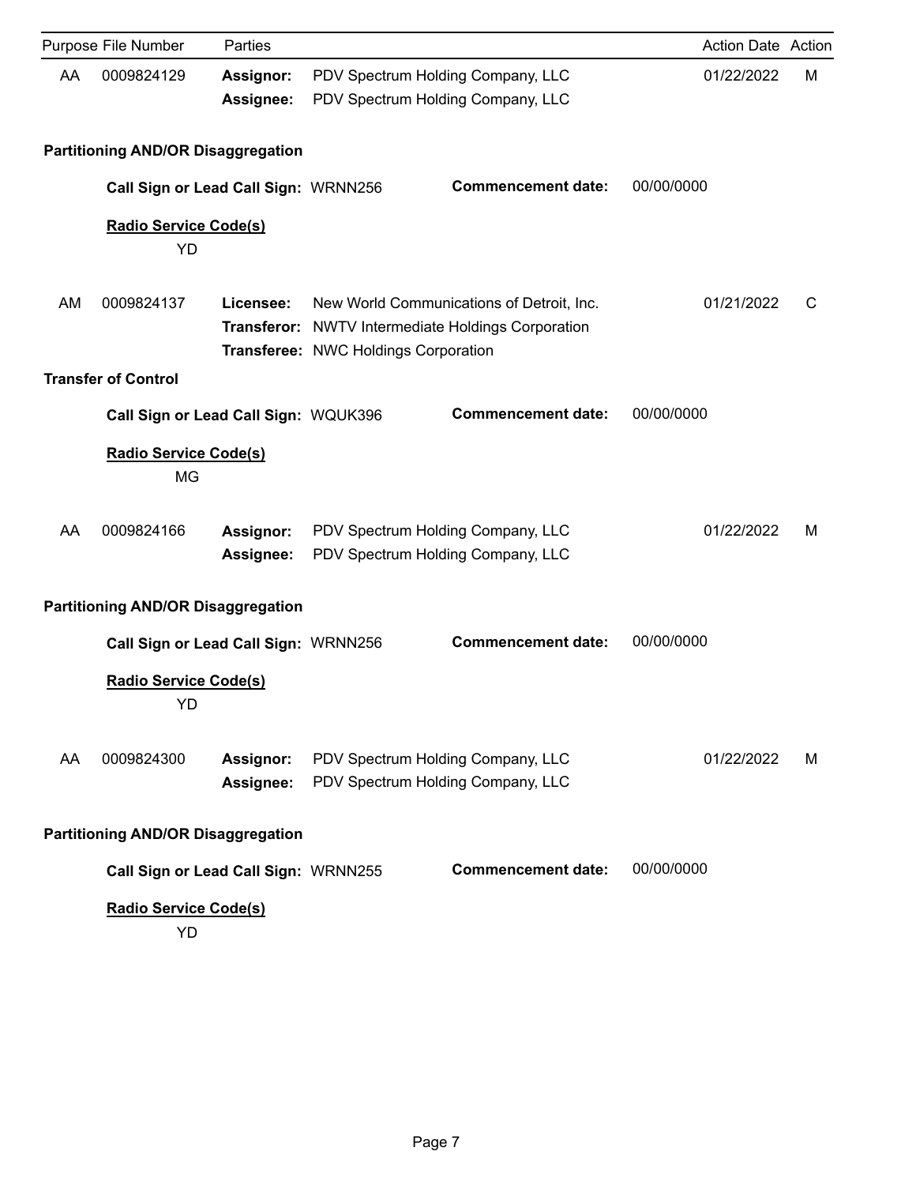| Purpose | File Number | Parties | | Action Date | Action |
|---|---|---|---|---|---|
| AA | 0009824129 | **Assignor:** | PDV Spectrum Holding Company, LLC | 01/22/2022 | M |
| | | **Assignee:** | PDV Spectrum Holding Company, LLC | | |

**Partitioning AND/OR Disaggregation**

**Call Sign or Lead Call Sign:** WRNN256 **Commencement date:** 00/00/0000

**Radio Service Code(s)**

YD

| Purpose | File Number | Parties | | Action Date | Action |
|---|---|---|---|---|---|
| AM | 0009824137 | **Licensee:** | New World Communications of Detroit, Inc. | 01/21/2022 | C |
| | | **Transferor:** | NWTV Intermediate Holdings Corporation | | |
| | | **Transferee:** | NWC Holdings Corporation | | |

**Transfer of Control**

**Call Sign or Lead Call Sign:** WQUK396 **Commencement date:** 00/00/0000

**Radio Service Code(s)**

MG

| Purpose | File Number | Parties | | Action Date | Action |
|---|---|---|---|---|---|
| AA | 0009824166 | **Assignor:** | PDV Spectrum Holding Company, LLC | 01/22/2022 | M |
| | | **Assignee:** | PDV Spectrum Holding Company, LLC | | |

**Partitioning AND/OR Disaggregation**

**Call Sign or Lead Call Sign:** WRNN256 **Commencement date:** 00/00/0000

**Radio Service Code(s)**

YD

| Purpose | File Number | Parties | | Action Date | Action |
|---|---|---|---|---|---|
| AA | 0009824300 | **Assignor:** | PDV Spectrum Holding Company, LLC | 01/22/2022 | M |
| | | **Assignee:** | PDV Spectrum Holding Company, LLC | | |

**Partitioning AND/OR Disaggregation**

**Call Sign or Lead Call Sign:** WRNN255 **Commencement date:** 00/00/0000

**Radio Service Code(s)**

YD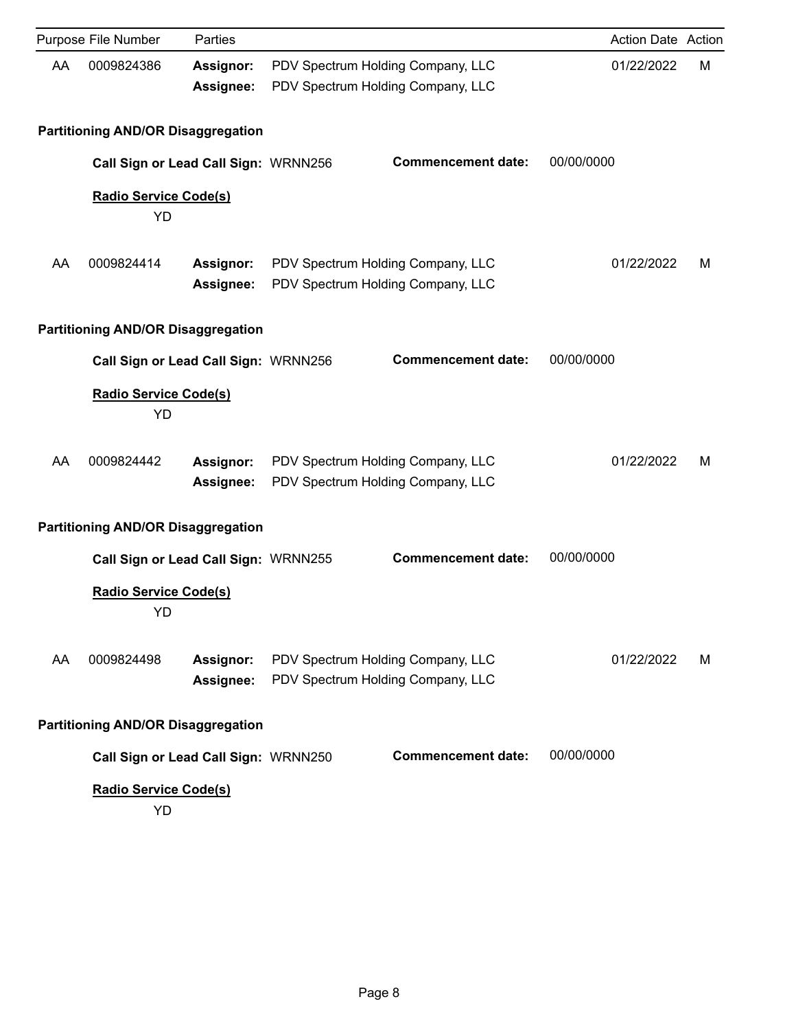| Purpose | File Number | Parties | | Action Date | Action |
|---|---|---|---|---|---|
| AA | 0009824386 | **Assignor:** | PDV Spectrum Holding Company, LLC | 01/22/2022 | M |
| | | **Assignee:** | PDV Spectrum Holding Company, LLC | | |

**Partitioning AND/OR Disaggregation**

**Call Sign or Lead Call Sign:** WRNN256 **Commencement date:** 00/00/0000

**Radio Service Code(s)**

YD

| Purpose | File Number | Parties | | Action Date | Action |
|---|---|---|---|---|---|
| AA | 0009824414 | **Assignor:** | PDV Spectrum Holding Company, LLC | 01/22/2022 | M |
| | | **Assignee:** | PDV Spectrum Holding Company, LLC | | |

**Partitioning AND/OR Disaggregation**

**Call Sign or Lead Call Sign:** WRNN256 **Commencement date:** 00/00/0000

**Radio Service Code(s)**

YD

| Purpose | File Number | Parties | | Action Date | Action |
|---|---|---|---|---|---|
| AA | 0009824442 | **Assignor:** | PDV Spectrum Holding Company, LLC | 01/22/2022 | M |
| | | **Assignee:** | PDV Spectrum Holding Company, LLC | | |

**Partitioning AND/OR Disaggregation**

**Call Sign or Lead Call Sign:** WRNN255 **Commencement date:** 00/00/0000

**Radio Service Code(s)**

YD

| Purpose | File Number | Parties | | Action Date | Action |
|---|---|---|---|---|---|
| AA | 0009824498 | **Assignor:** | PDV Spectrum Holding Company, LLC | 01/22/2022 | M |
| | | **Assignee:** | PDV Spectrum Holding Company, LLC | | |

**Partitioning AND/OR Disaggregation**

**Call Sign or Lead Call Sign:** WRNN250 **Commencement date:** 00/00/0000

**Radio Service Code(s)**

YD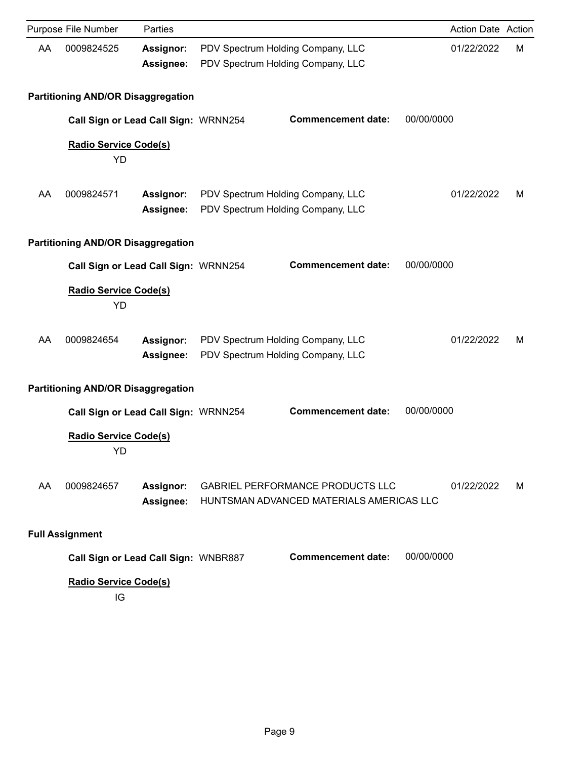| Purpose | File Number | Parties | | Action Date | Action |
|---|---|---|---|---|---|
| AA | 0009824525 | **Assignor:** | PDV Spectrum Holding Company, LLC | 01/22/2022 | M |
| | | **Assignee:** | PDV Spectrum Holding Company, LLC | | |

**Partitioning AND/OR Disaggregation**

**Call Sign or Lead Call Sign:** WRNN254 **Commencement date:** 00/00/0000

**Radio Service Code(s)**

YD

| Purpose | File Number | Parties | | Action Date | Action |
|---|---|---|---|---|---|
| AA | 0009824571 | **Assignor:** | PDV Spectrum Holding Company, LLC | 01/22/2022 | M |
| | | **Assignee:** | PDV Spectrum Holding Company, LLC | | |

**Partitioning AND/OR Disaggregation**

**Call Sign or Lead Call Sign:** WRNN254 **Commencement date:** 00/00/0000

**Radio Service Code(s)**

YD

| Purpose | File Number | Parties | | Action Date | Action |
|---|---|---|---|---|---|
| AA | 0009824654 | **Assignor:** | PDV Spectrum Holding Company, LLC | 01/22/2022 | M |
| | | **Assignee:** | PDV Spectrum Holding Company, LLC | | |

**Partitioning AND/OR Disaggregation**

**Call Sign or Lead Call Sign:** WRNN254 **Commencement date:** 00/00/0000

**Radio Service Code(s)**

YD

| Purpose | File Number | Parties | | Action Date | Action |
|---|---|---|---|---|---|
| AA | 0009824657 | **Assignor:** | GABRIEL PERFORMANCE PRODUCTS LLC | 01/22/2022 | M |
| | | **Assignee:** | HUNTSMAN ADVANCED MATERIALS AMERICAS LLC | | |

**Full Assignment**

**Call Sign or Lead Call Sign:** WNBR887 **Commencement date:** 00/00/0000

**Radio Service Code(s)**

IG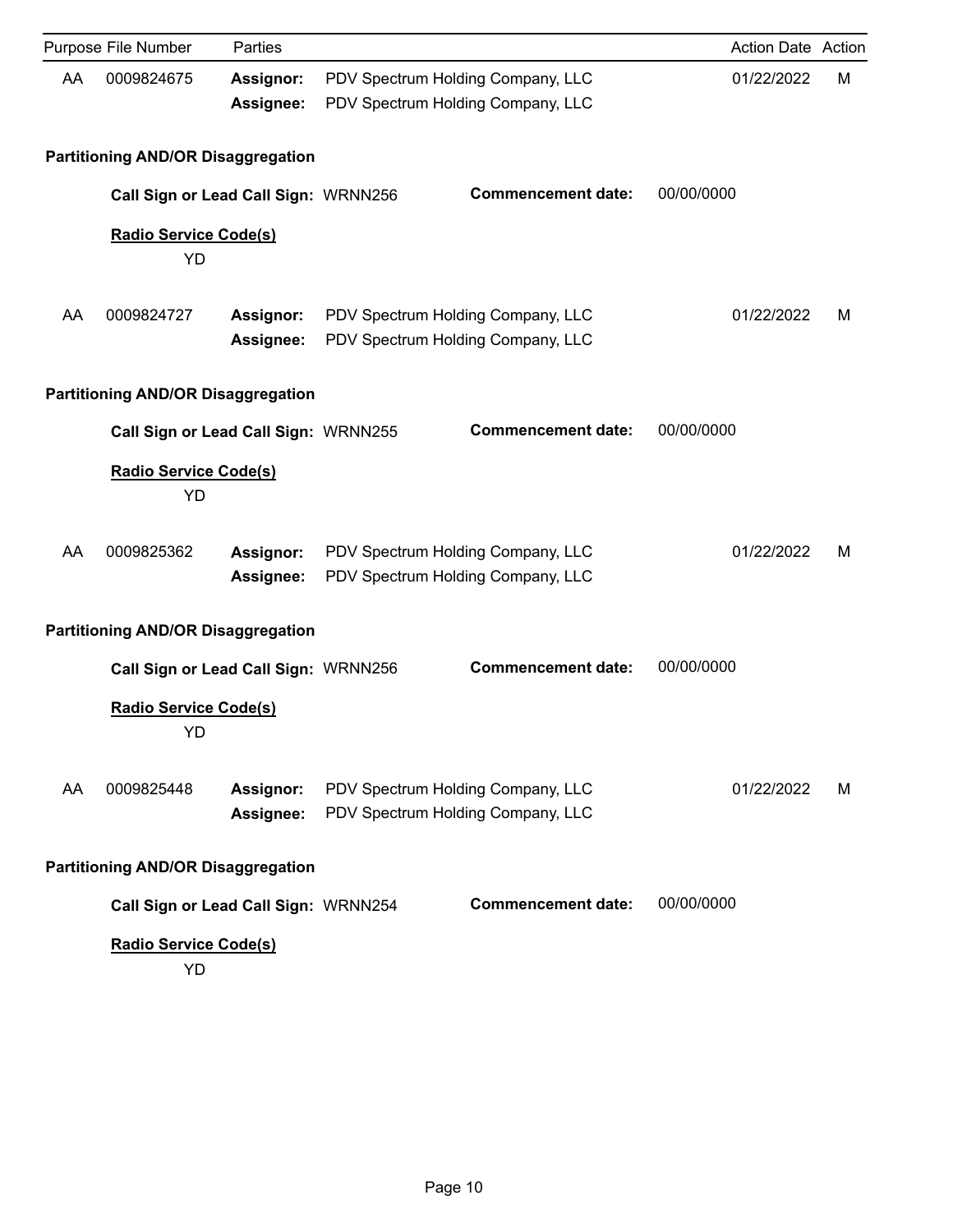| Purpose | File Number | Parties | | Action Date | Action |
|---|---|---|---|---|---|
| AA | 0009824675 | **Assignor:** | PDV Spectrum Holding Company, LLC | 01/22/2022 | M |
| | | **Assignee:** | PDV Spectrum Holding Company, LLC | | |

**Partitioning AND/OR Disaggregation**

**Call Sign or Lead Call Sign:** WRNN256 **Commencement date:** 00/00/0000

**Radio Service Code(s)**

YD

| Purpose | File Number | Parties | | Action Date | Action |
|---|---|---|---|---|---|
| AA | 0009824727 | **Assignor:** | PDV Spectrum Holding Company, LLC | 01/22/2022 | M |
| | | **Assignee:** | PDV Spectrum Holding Company, LLC | | |

**Partitioning AND/OR Disaggregation**

**Call Sign or Lead Call Sign:** WRNN255 **Commencement date:** 00/00/0000

**Radio Service Code(s)**

YD

| Purpose | File Number | Parties | | Action Date | Action |
|---|---|---|---|---|---|
| AA | 0009825362 | **Assignor:** | PDV Spectrum Holding Company, LLC | 01/22/2022 | M |
| | | **Assignee:** | PDV Spectrum Holding Company, LLC | | |

**Partitioning AND/OR Disaggregation**

**Call Sign or Lead Call Sign:** WRNN256 **Commencement date:** 00/00/0000

**Radio Service Code(s)**

YD

| Purpose | File Number | Parties | | Action Date | Action |
|---|---|---|---|---|---|
| AA | 0009825448 | **Assignor:** | PDV Spectrum Holding Company, LLC | 01/22/2022 | M |
| | | **Assignee:** | PDV Spectrum Holding Company, LLC | | |

**Partitioning AND/OR Disaggregation**

**Call Sign or Lead Call Sign:** WRNN254 **Commencement date:** 00/00/0000

**Radio Service Code(s)**

YD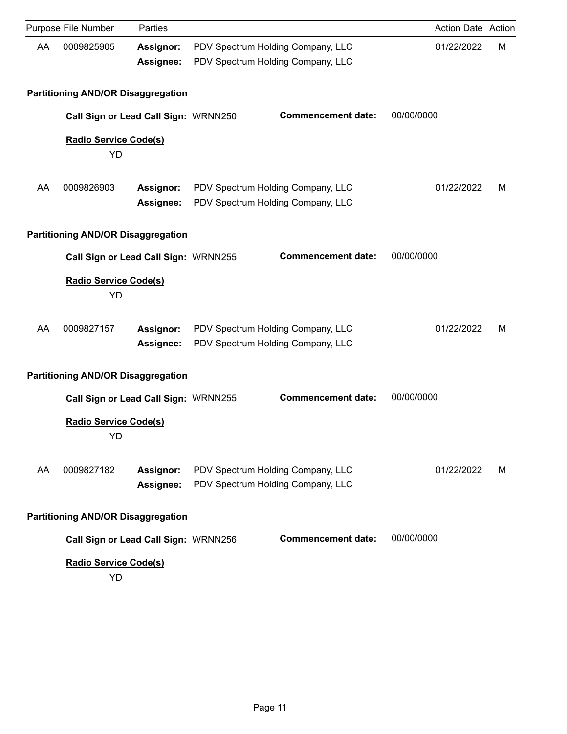| Purpose | File Number | Parties | | Action Date | Action |
|---|---|---|---|---|---|
| AA | 0009825905 | **Assignor:** | PDV Spectrum Holding Company, LLC | 01/22/2022 | M |
| | | **Assignee:** | PDV Spectrum Holding Company, LLC | | |

**Partitioning AND/OR Disaggregation**

**Call Sign or Lead Call Sign:** WRNN250 **Commencement date:** 00/00/0000

**Radio Service Code(s)**

YD

| Purpose | File Number | Parties | | Action Date | Action |
|---|---|---|---|---|---|
| AA | 0009826903 | **Assignor:** | PDV Spectrum Holding Company, LLC | 01/22/2022 | M |
| | | **Assignee:** | PDV Spectrum Holding Company, LLC | | |

**Partitioning AND/OR Disaggregation**

**Call Sign or Lead Call Sign:** WRNN255 **Commencement date:** 00/00/0000

**Radio Service Code(s)**

YD

| Purpose | File Number | Parties | | Action Date | Action |
|---|---|---|---|---|---|
| AA | 0009827157 | **Assignor:** | PDV Spectrum Holding Company, LLC | 01/22/2022 | M |
| | | **Assignee:** | PDV Spectrum Holding Company, LLC | | |

**Partitioning AND/OR Disaggregation**

**Call Sign or Lead Call Sign:** WRNN255 **Commencement date:** 00/00/0000

**Radio Service Code(s)**

YD

| Purpose | File Number | Parties | | Action Date | Action |
|---|---|---|---|---|---|
| AA | 0009827182 | **Assignor:** | PDV Spectrum Holding Company, LLC | 01/22/2022 | M |
| | | **Assignee:** | PDV Spectrum Holding Company, LLC | | |

**Partitioning AND/OR Disaggregation**

**Call Sign or Lead Call Sign:** WRNN256 **Commencement date:** 00/00/0000

**Radio Service Code(s)**

YD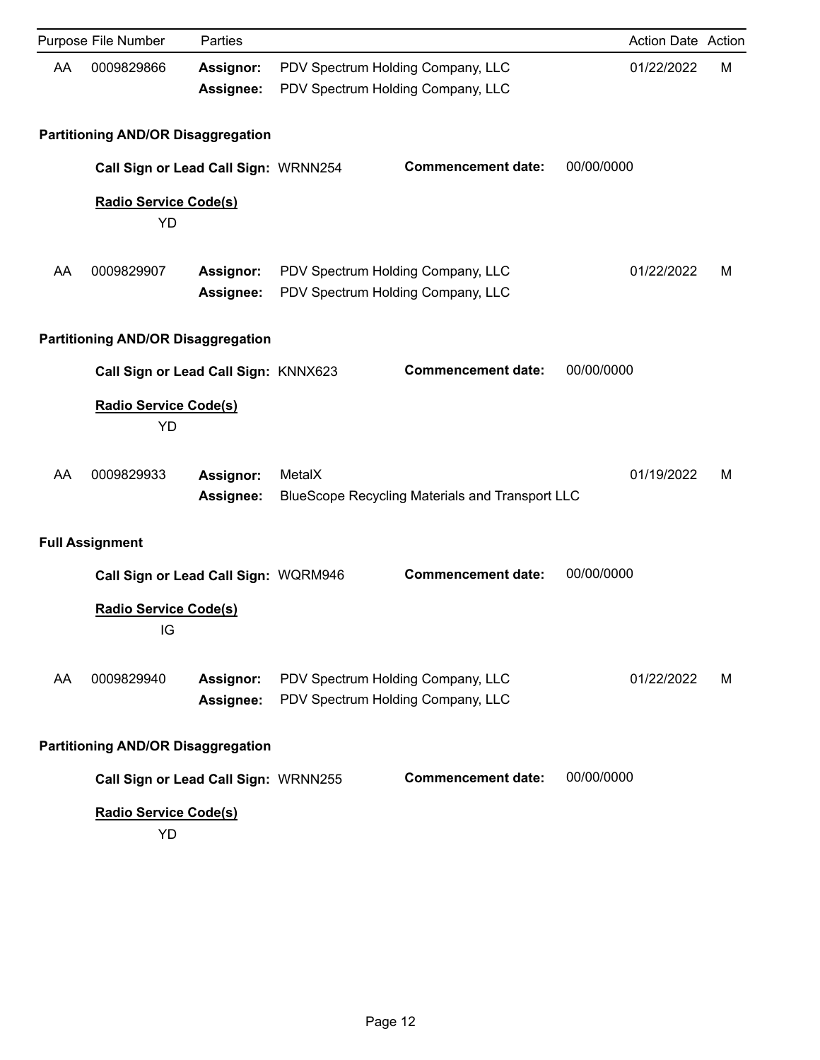| Purpose | File Number | Parties | | Action Date | Action |
|---|---|---|---|---|---|
| AA | 0009829866 | **Assignor:** | PDV Spectrum Holding Company, LLC | 01/22/2022 | M |
| | | **Assignee:** | PDV Spectrum Holding Company, LLC | | |

**Partitioning AND/OR Disaggregation**

**Call Sign or Lead Call Sign:** WRNN254 **Commencement date:** 00/00/0000

**Radio Service Code(s)**

YD

| Purpose | File Number | Parties | | Action Date | Action |
|---|---|---|---|---|---|
| AA | 0009829907 | **Assignor:** | PDV Spectrum Holding Company, LLC | 01/22/2022 | M |
| | | **Assignee:** | PDV Spectrum Holding Company, LLC | | |

**Partitioning AND/OR Disaggregation**

**Call Sign or Lead Call Sign:** KNNX623 **Commencement date:** 00/00/0000

**Radio Service Code(s)**

YD

| Purpose | File Number | Parties | | Action Date | Action |
|---|---|---|---|---|---|
| AA | 0009829933 | **Assignor:** | MetalX | 01/19/2022 | M |
| | | **Assignee:** | BlueScope Recycling Materials and Transport LLC | | |

**Full Assignment**

**Call Sign or Lead Call Sign:** WQRM946 **Commencement date:** 00/00/0000

**Radio Service Code(s)**

IG

| Purpose | File Number | Parties | | Action Date | Action |
|---|---|---|---|---|---|
| AA | 0009829940 | **Assignor:** | PDV Spectrum Holding Company, LLC | 01/22/2022 | M |
| | | **Assignee:** | PDV Spectrum Holding Company, LLC | | |

**Partitioning AND/OR Disaggregation**

**Call Sign or Lead Call Sign:** WRNN255 **Commencement date:** 00/00/0000

**Radio Service Code(s)**

YD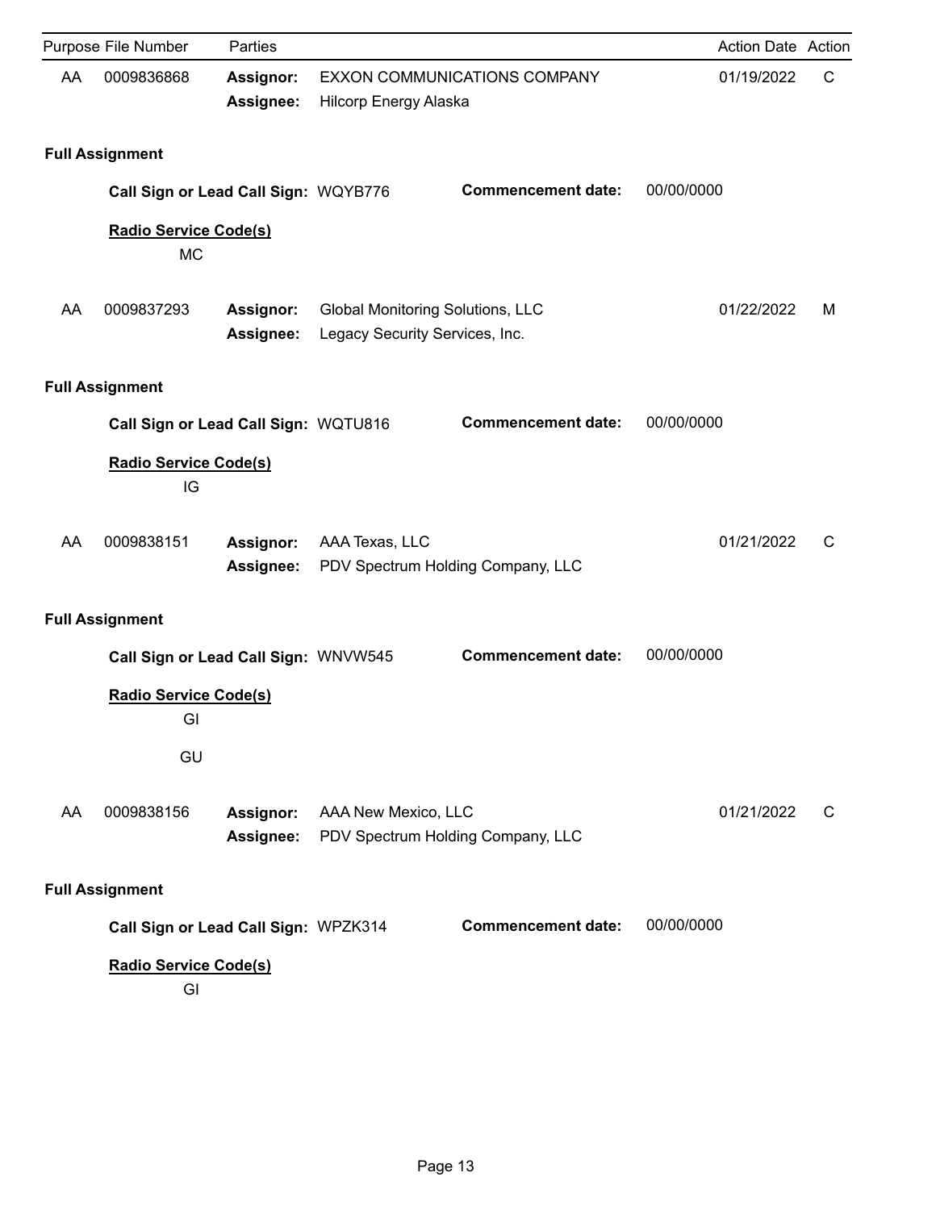| Purpose | File Number | Parties | | Action Date | Action |
|---|---|---|---|---|---|
| AA | 0009836868 | **Assignor:** | EXXON COMMUNICATIONS COMPANY | 01/19/2022 | C |
| | | **Assignee:** | Hilcorp Energy Alaska | | |

**Full Assignment**

**Call Sign or Lead Call Sign:** WQYB776 **Commencement date:** 00/00/0000

**Radio Service Code(s)**

MC

| Purpose | File Number | Parties | | Action Date | Action |
|---|---|---|---|---|---|
| AA | 0009837293 | **Assignor:** | Global Monitoring Solutions, LLC | 01/22/2022 | M |
| | | **Assignee:** | Legacy Security Services, Inc. | | |

**Full Assignment**

**Call Sign or Lead Call Sign:** WQTU816 **Commencement date:** 00/00/0000

**Radio Service Code(s)**

IG

| Purpose | File Number | Parties | | Action Date | Action |
|---|---|---|---|---|---|
| AA | 0009838151 | **Assignor:** | AAA Texas, LLC | 01/21/2022 | C |
| | | **Assignee:** | PDV Spectrum Holding Company, LLC | | |

**Full Assignment**

**Call Sign or Lead Call Sign:** WNVW545 **Commencement date:** 00/00/0000

**Radio Service Code(s)**

GI

GU

| Purpose | File Number | Parties | | Action Date | Action |
|---|---|---|---|---|---|
| AA | 0009838156 | **Assignor:** | AAA New Mexico, LLC | 01/21/2022 | C |
| | | **Assignee:** | PDV Spectrum Holding Company, LLC | | |

**Full Assignment**

**Call Sign or Lead Call Sign:** WPZK314 **Commencement date:** 00/00/0000

**Radio Service Code(s)**

GI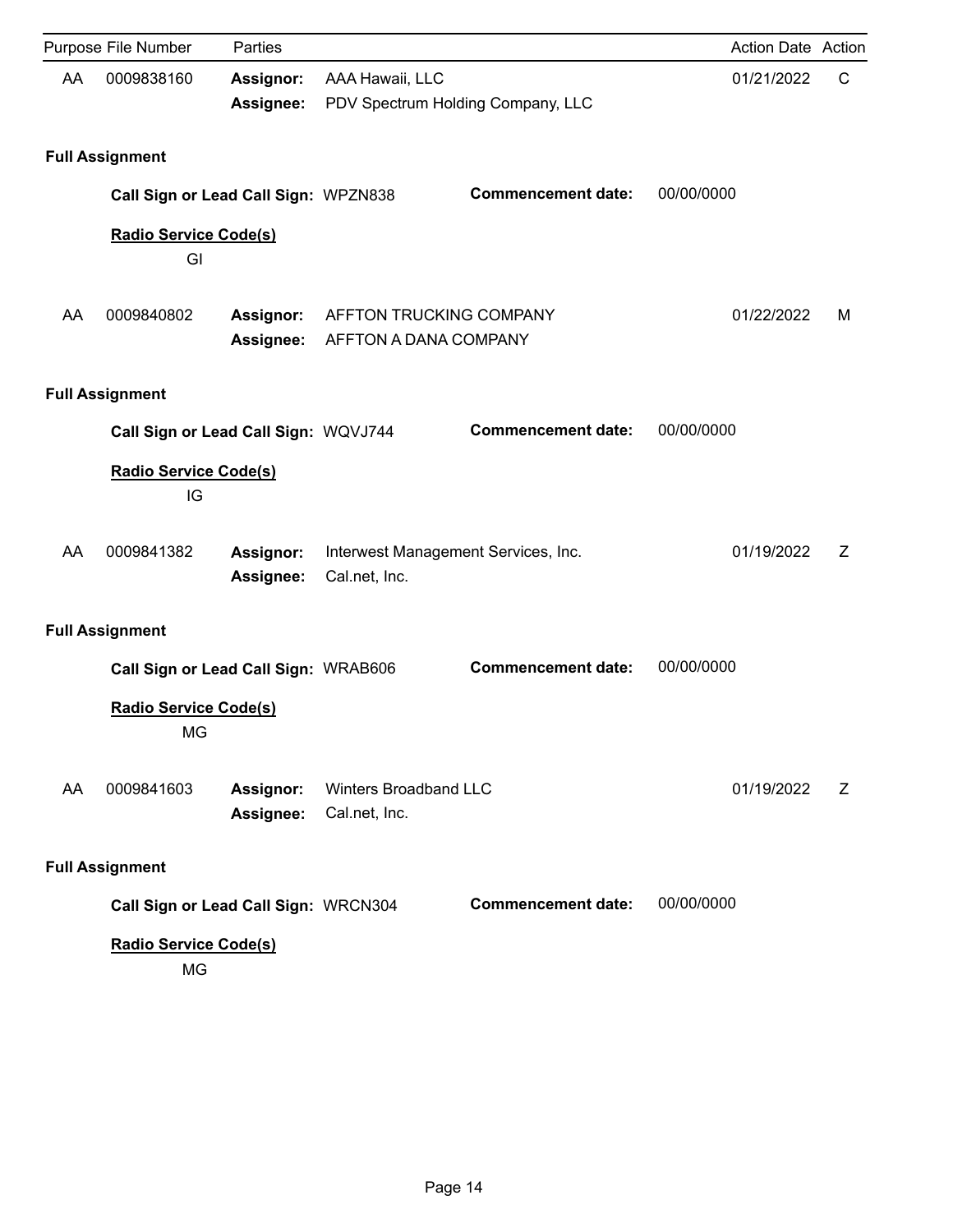| Purpose | File Number | Parties | | Action Date | Action |
|---|---|---|---|---|---|
| AA | 0009838160 | **Assignor:** | AAA Hawaii, LLC | 01/21/2022 | C |
| | | **Assignee:** | PDV Spectrum Holding Company, LLC | | |

**Full Assignment**

**Call Sign or Lead Call Sign:** WPZN838 **Commencement date:** 00/00/0000

**Radio Service Code(s)**

GI

| Purpose | File Number | Parties | | Action Date | Action |
|---|---|---|---|---|---|
| AA | 0009840802 | **Assignor:** | AFFTON TRUCKING COMPANY | 01/22/2022 | M |
| | | **Assignee:** | AFFTON A DANA COMPANY | | |

**Full Assignment**

**Call Sign or Lead Call Sign:** WQVJ744 **Commencement date:** 00/00/0000

**Radio Service Code(s)**

IG

| Purpose | File Number | Parties | | Action Date | Action |
|---|---|---|---|---|---|
| AA | 0009841382 | **Assignor:** | Interwest Management Services, Inc. | 01/19/2022 | Z |
| | | **Assignee:** | Cal.net, Inc. | | |

**Full Assignment**

**Call Sign or Lead Call Sign:** WRAB606 **Commencement date:** 00/00/0000

**Radio Service Code(s)**

MG

| Purpose | File Number | Parties | | Action Date | Action |
|---|---|---|---|---|---|
| AA | 0009841603 | **Assignor:** | Winters Broadband LLC | 01/19/2022 | Z |
| | | **Assignee:** | Cal.net, Inc. | | |

**Full Assignment**

**Call Sign or Lead Call Sign:** WRCN304 **Commencement date:** 00/00/0000

**Radio Service Code(s)**

MG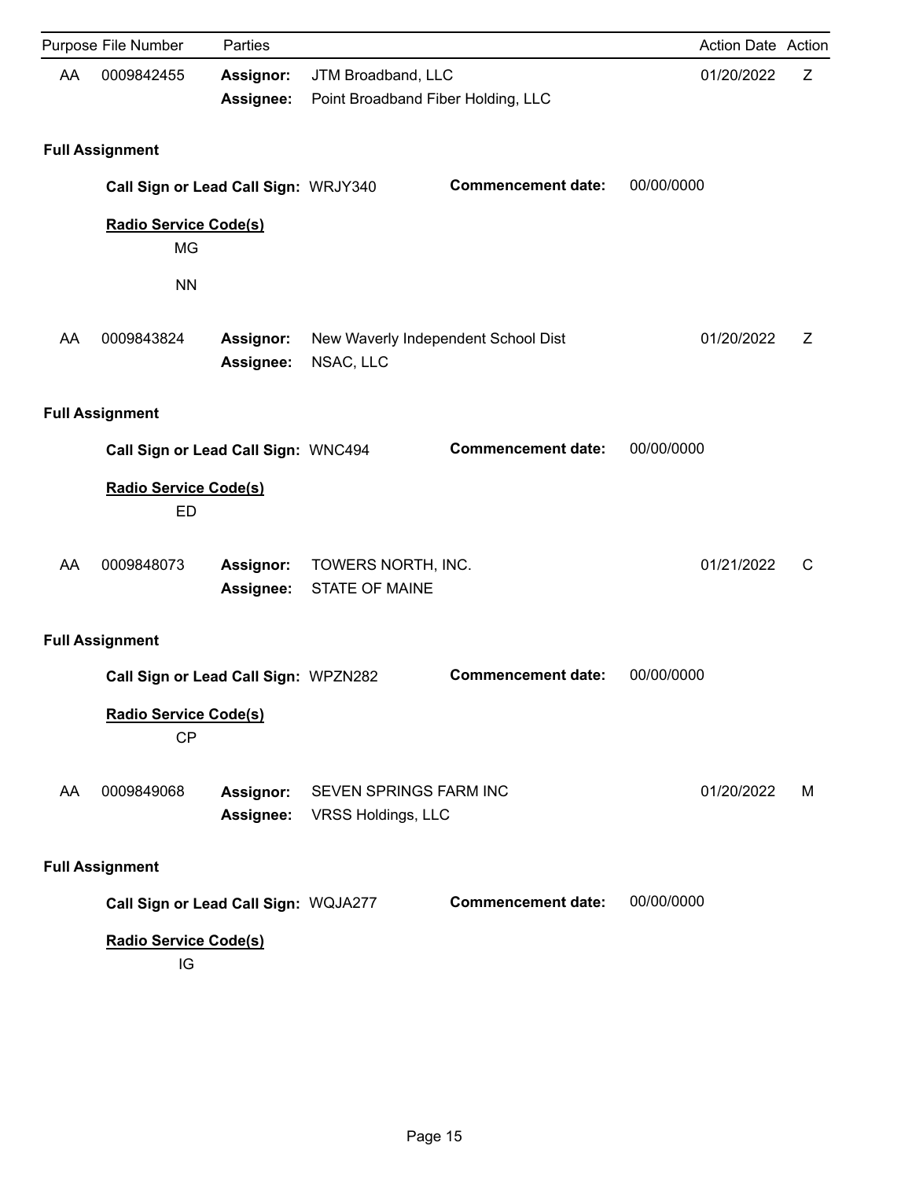| Purpose | File Number | Parties | | Action Date | Action |
|---|---|---|---|---|---|
| AA | 0009842455 | **Assignor:** | JTM Broadband, LLC | 01/20/2022 | Z |
| | | **Assignee:** | Point Broadband Fiber Holding, LLC | | |

**Full Assignment**

**Call Sign or Lead Call Sign:** WRJY340 **Commencement date:** 00/00/0000

**Radio Service Code(s)**

MG

NN

| Purpose | File Number | Parties | | Action Date | Action |
|---|---|---|---|---|---|
| AA | 0009843824 | **Assignor:** | New Waverly Independent School Dist | 01/20/2022 | Z |
| | | **Assignee:** | NSAC, LLC | | |

**Full Assignment**

**Call Sign or Lead Call Sign:** WNC494 **Commencement date:** 00/00/0000

**Radio Service Code(s)**

ED

| Purpose | File Number | Parties | | Action Date | Action |
|---|---|---|---|---|---|
| AA | 0009848073 | **Assignor:** | TOWERS NORTH, INC. | 01/21/2022 | C |
| | | **Assignee:** | STATE OF MAINE | | |

**Full Assignment**

**Call Sign or Lead Call Sign:** WPZN282 **Commencement date:** 00/00/0000

**Radio Service Code(s)**

CP

| Purpose | File Number | Parties | | Action Date | Action |
|---|---|---|---|---|---|
| AA | 0009849068 | **Assignor:** | SEVEN SPRINGS FARM INC | 01/20/2022 | M |
| | | **Assignee:** | VRSS Holdings, LLC | | |

**Full Assignment**

**Call Sign or Lead Call Sign:** WQJA277 **Commencement date:** 00/00/0000

**Radio Service Code(s)**

IG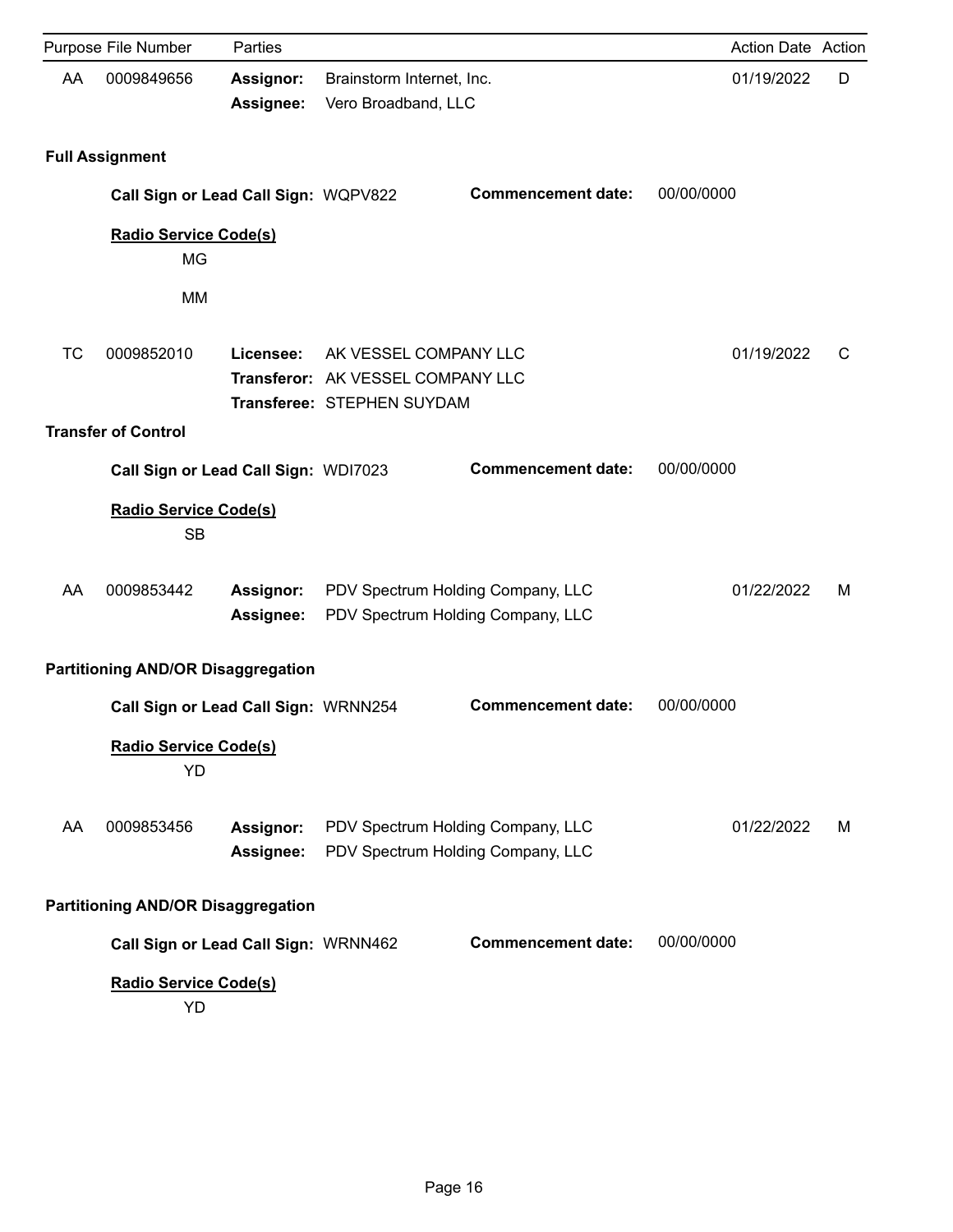| Purpose | File Number | Parties | | Action Date | Action |
|---|---|---|---|---|---|
| AA | 0009849656 | **Assignor:** | Brainstorm Internet, Inc. | 01/19/2022 | D |
| | | **Assignee:** | Vero Broadband, LLC | | |

**Full Assignment**

**Call Sign or Lead Call Sign:** WQPV822 **Commencement date:** 00/00/0000

**Radio Service Code(s)**

MG

MM

| Purpose | File Number | Parties | | Action Date | Action |
|---|---|---|---|---|---|
| TC | 0009852010 | **Licensee:** | AK VESSEL COMPANY LLC | 01/19/2022 | C |
| | | **Transferor:** | AK VESSEL COMPANY LLC | | |
| | | **Transferee:** | STEPHEN SUYDAM | | |

**Transfer of Control**

**Call Sign or Lead Call Sign:** WDI7023 **Commencement date:** 00/00/0000

**Radio Service Code(s)**

SB

| Purpose | File Number | Parties | | Action Date | Action |
|---|---|---|---|---|---|
| AA | 0009853442 | **Assignor:** | PDV Spectrum Holding Company, LLC | 01/22/2022 | M |
| | | **Assignee:** | PDV Spectrum Holding Company, LLC | | |

**Partitioning AND/OR Disaggregation**

**Call Sign or Lead Call Sign:** WRNN254 **Commencement date:** 00/00/0000

**Radio Service Code(s)**

YD

| Purpose | File Number | Parties | | Action Date | Action |
|---|---|---|---|---|---|
| AA | 0009853456 | **Assignor:** | PDV Spectrum Holding Company, LLC | 01/22/2022 | M |
| | | **Assignee:** | PDV Spectrum Holding Company, LLC | | |

**Partitioning AND/OR Disaggregation**

**Call Sign or Lead Call Sign:** WRNN462 **Commencement date:** 00/00/0000

**Radio Service Code(s)**

YD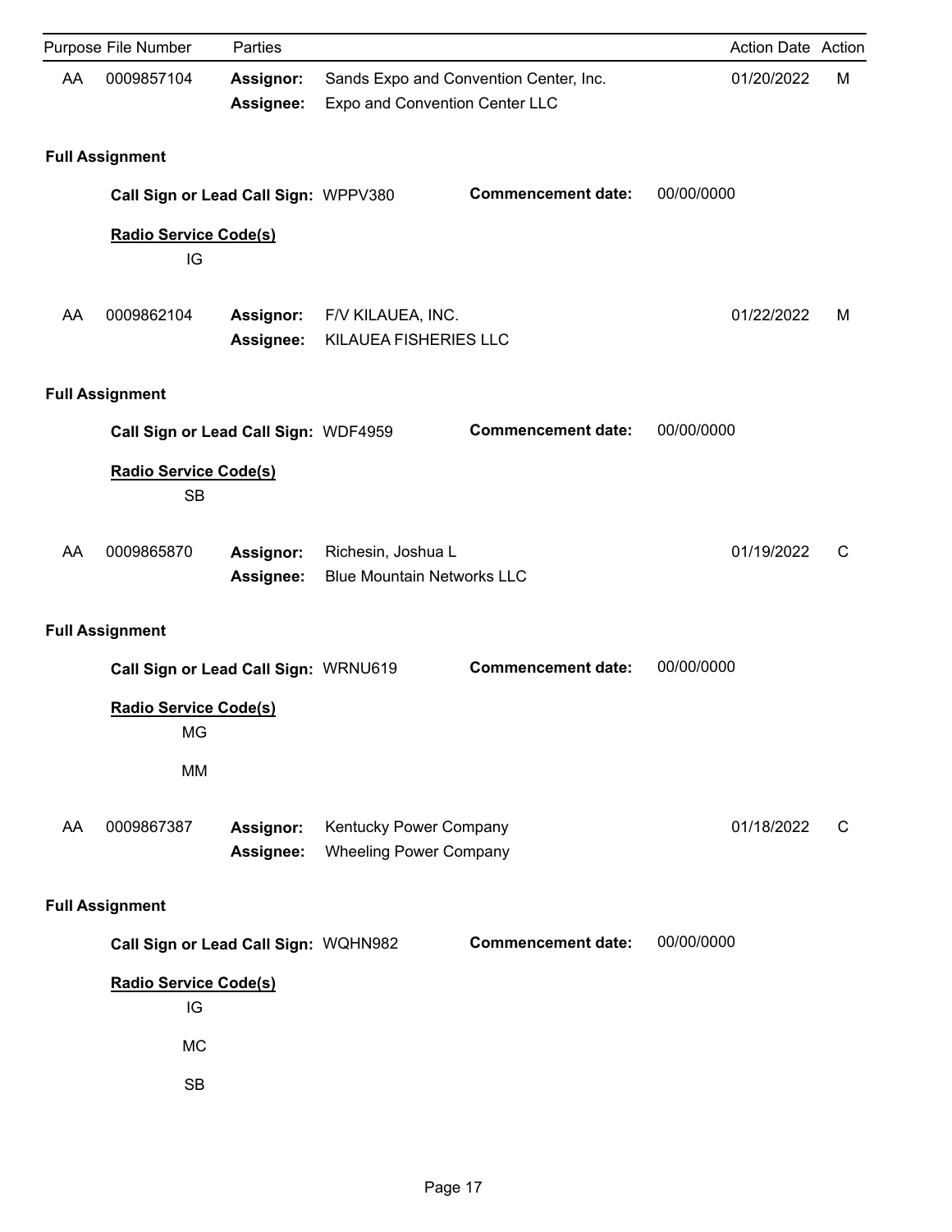| Purpose | File Number | Parties | | Action Date | Action |
|---|---|---|---|---|---|
| AA | 0009857104 | **Assignor:** | Sands Expo and Convention Center, Inc. | 01/20/2022 | M |
| | | **Assignee:** | Expo and Convention Center LLC | | |

**Full Assignment**

**Call Sign or Lead Call Sign:** WPPV380 **Commencement date:** 00/00/0000

**Radio Service Code(s)**

IG

| Purpose | File Number | Parties | | Action Date | Action |
|---|---|---|---|---|---|
| AA | 0009862104 | **Assignor:** | F/V KILAUEA, INC. | 01/22/2022 | M |
| | | **Assignee:** | KILAUEA FISHERIES LLC | | |

**Full Assignment**

**Call Sign or Lead Call Sign:** WDF4959 **Commencement date:** 00/00/0000

**Radio Service Code(s)**

SB

| Purpose | File Number | Parties | | Action Date | Action |
|---|---|---|---|---|---|
| AA | 0009865870 | **Assignor:** | Richesin, Joshua L | 01/19/2022 | C |
| | | **Assignee:** | Blue Mountain Networks LLC | | |

**Full Assignment**

**Call Sign or Lead Call Sign:** WRNU619 **Commencement date:** 00/00/0000

**Radio Service Code(s)**

MG

MM

| Purpose | File Number | Parties | | Action Date | Action |
|---|---|---|---|---|---|
| AA | 0009867387 | **Assignor:** | Kentucky Power Company | 01/18/2022 | C |
| | | **Assignee:** | Wheeling Power Company | | |

**Full Assignment**

**Call Sign or Lead Call Sign:** WQHN982 **Commencement date:** 00/00/0000

**Radio Service Code(s)**

IG

MC

SB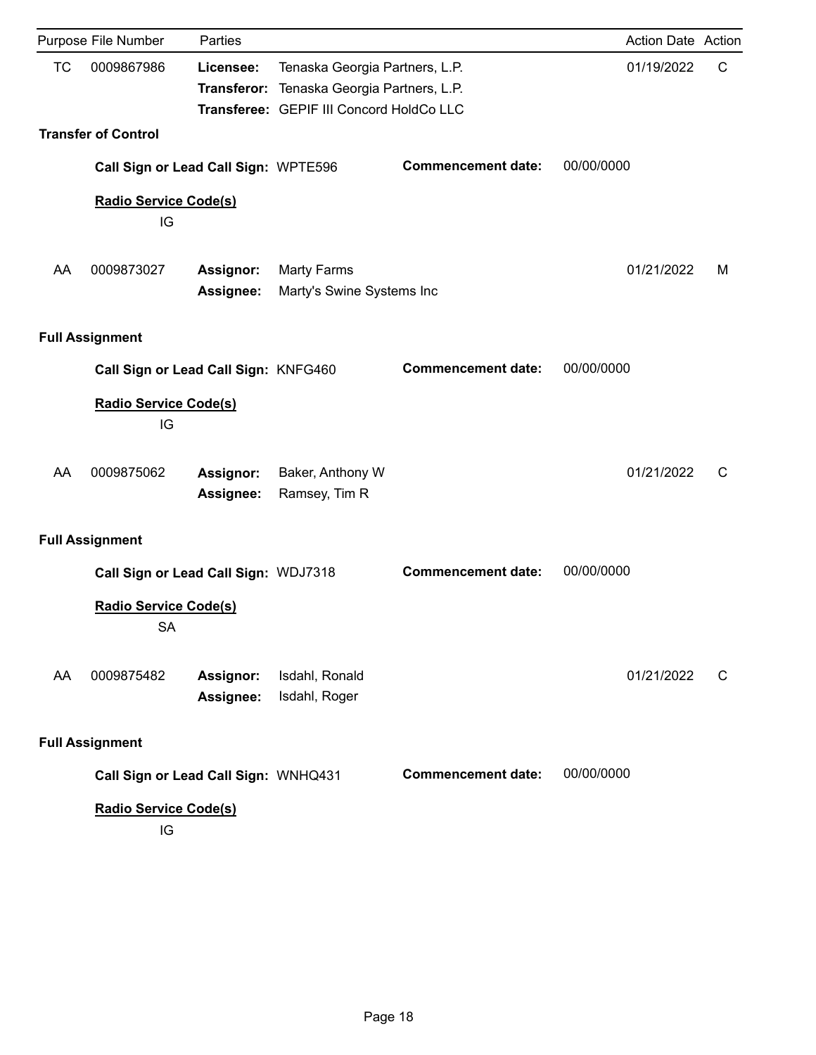| Purpose | File Number | Parties | | Action Date | Action |
|---|---|---|---|---|---|
| TC | 0009867986 | **Licensee:** | Tenaska Georgia Partners, L.P. | 01/19/2022 | C |
| | | **Transferor:** | Tenaska Georgia Partners, L.P. | | |
| | | **Transferee:** | GEPIF III Concord HoldCo LLC | | |

**Transfer of Control**

**Call Sign or Lead Call Sign:** WPTE596 **Commencement date:** 00/00/0000

**Radio Service Code(s)**

IG

| Purpose | File Number | Parties | | Action Date | Action |
|---|---|---|---|---|---|
| AA | 0009873027 | **Assignor:** | Marty Farms | 01/21/2022 | M |
| | | **Assignee:** | Marty's Swine Systems Inc | | |

**Full Assignment**

**Call Sign or Lead Call Sign:** KNFG460 **Commencement date:** 00/00/0000

**Radio Service Code(s)**

IG

| Purpose | File Number | Parties | | Action Date | Action |
|---|---|---|---|---|---|
| AA | 0009875062 | **Assignor:** | Baker, Anthony W | 01/21/2022 | C |
| | | **Assignee:** | Ramsey, Tim R | | |

**Full Assignment**

**Call Sign or Lead Call Sign:** WDJ7318 **Commencement date:** 00/00/0000

**Radio Service Code(s)**

SA

| Purpose | File Number | Parties | | Action Date | Action |
|---|---|---|---|---|---|
| AA | 0009875482 | **Assignor:** | Isdahl, Ronald | 01/21/2022 | C |
| | | **Assignee:** | Isdahl, Roger | | |

**Full Assignment**

**Call Sign or Lead Call Sign:** WNHQ431 **Commencement date:** 00/00/0000

**Radio Service Code(s)**

IG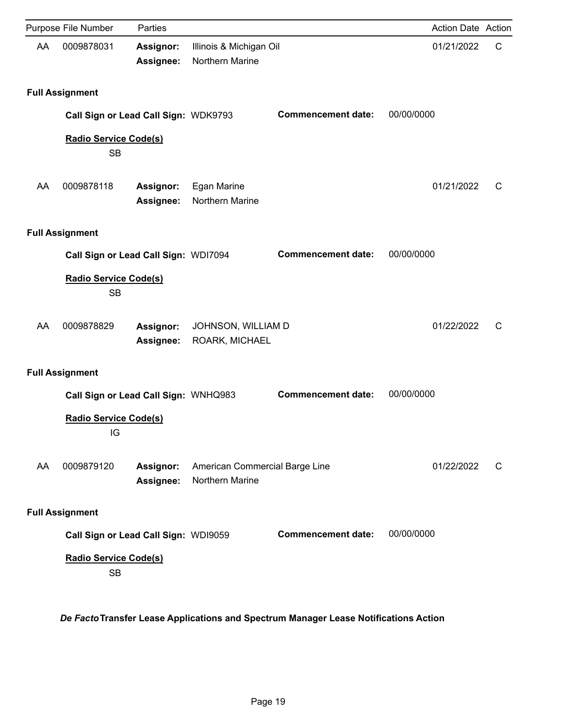| Purpose | File Number | Parties | | Action Date | Action |
|---|---|---|---|---|---|
| AA | 0009878031 | **Assignor:** | Illinois & Michigan Oil | 01/21/2022 | C |
| | | **Assignee:** | Northern Marine | | |

**Full Assignment**

**Call Sign or Lead Call Sign:** WDK9793 **Commencement date:** 00/00/0000

**Radio Service Code(s)**

SB

| Purpose | File Number | Parties | | Action Date | Action |
|---|---|---|---|---|---|
| AA | 0009878118 | **Assignor:** | Egan Marine | 01/21/2022 | C |
| | | **Assignee:** | Northern Marine | | |

**Full Assignment**

**Call Sign or Lead Call Sign:** WDI7094 **Commencement date:** 00/00/0000

**Radio Service Code(s)**

SB

| Purpose | File Number | Parties | | Action Date | Action |
|---|---|---|---|---|---|
| AA | 0009878829 | **Assignor:** | JOHNSON, WILLIAM D | 01/22/2022 | C |
| | | **Assignee:** | ROARK, MICHAEL | | |

**Full Assignment**

**Call Sign or Lead Call Sign:** WNHQ983 **Commencement date:** 00/00/0000

**Radio Service Code(s)**

IG

| Purpose | File Number | Parties | | Action Date | Action |
|---|---|---|---|---|---|
| AA | 0009879120 | **Assignor:** | American Commercial Barge Line | 01/22/2022 | C |
| | | **Assignee:** | Northern Marine | | |

**Full Assignment**

**Call Sign or Lead Call Sign:** WDI9059 **Commencement date:** 00/00/0000

**Radio Service Code(s)**

SB

***De Facto* Transfer Lease Applications and Spectrum Manager Lease Notifications Action**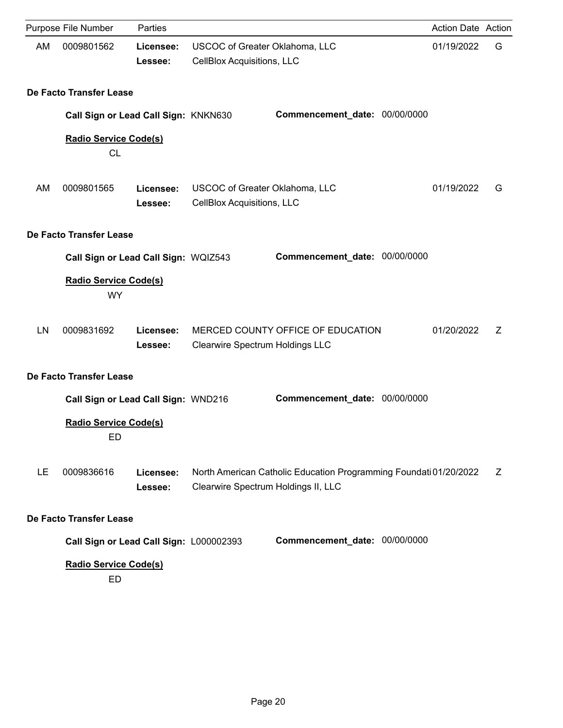| Purpose | File Number | Parties | | Action Date | Action |
|---|---|---|---|---|---|
| AM | 0009801562 | **Licensee:** | USCOC of Greater Oklahoma, LLC | 01/19/2022 | G |
| | | **Lessee:** | CellBlox Acquisitions, LLC | | |

**De Facto Transfer Lease**

**Call Sign or Lead Call Sign:** KNKN630 **Commencement_date:** 00/00/0000

**Radio Service Code(s)**

CL

| Purpose | File Number | Parties | | Action Date | Action |
|---|---|---|---|---|---|
| AM | 0009801565 | **Licensee:** | USCOC of Greater Oklahoma, LLC | 01/19/2022 | G |
| | | **Lessee:** | CellBlox Acquisitions, LLC | | |

**De Facto Transfer Lease**

**Call Sign or Lead Call Sign:** WQIZ543 **Commencement_date:** 00/00/0000

**Radio Service Code(s)**

WY

| Purpose | File Number | Parties | | Action Date | Action |
|---|---|---|---|---|---|
| LN | 0009831692 | **Licensee:** | MERCED COUNTY OFFICE OF EDUCATION | 01/20/2022 | Z |
| | | **Lessee:** | Clearwire Spectrum Holdings LLC | | |

**De Facto Transfer Lease**

**Call Sign or Lead Call Sign:** WND216 **Commencement_date:** 00/00/0000

**Radio Service Code(s)**

ED

| Purpose | File Number | Parties | | Action Date | Action |
|---|---|---|---|---|---|
| LE | 0009836616 | **Licensee:** | North American Catholic Education Programming Foundati | 01/20/2022 | Z |
| | | **Lessee:** | Clearwire Spectrum Holdings II, LLC | | |

**De Facto Transfer Lease**

**Call Sign or Lead Call Sign:** L000002393 **Commencement_date:** 00/00/0000

**Radio Service Code(s)**

ED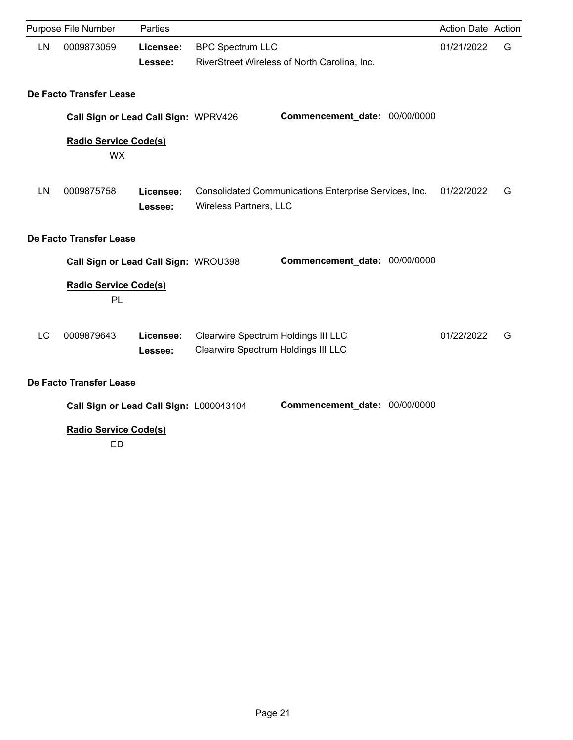| Purpose | File Number | Parties | | Action Date | Action |
|---|---|---|---|---|---|
| LN | 0009873059 | **Licensee:** | BPC Spectrum LLC | 01/21/2022 | G |
| | | **Lessee:** | RiverStreet Wireless of North Carolina, Inc. | | |

**De Facto Transfer Lease**

**Call Sign or Lead Call Sign:** WPRV426 **Commencement_date:** 00/00/0000

**Radio Service Code(s)**

WX

| Purpose | File Number | Parties | | Action Date | Action |
|---|---|---|---|---|---|
| LN | 0009875758 | **Licensee:** | Consolidated Communications Enterprise Services, Inc. | 01/22/2022 | G |
| | | **Lessee:** | Wireless Partners, LLC | | |

**De Facto Transfer Lease**

**Call Sign or Lead Call Sign:** WROU398 **Commencement_date:** 00/00/0000

**Radio Service Code(s)**

PL

| Purpose | File Number | Parties | | Action Date | Action |
|---|---|---|---|---|---|
| LC | 0009879643 | **Licensee:** | Clearwire Spectrum Holdings III LLC | 01/22/2022 | G |
| | | **Lessee:** | Clearwire Spectrum Holdings III LLC | | |

**De Facto Transfer Lease**

**Call Sign or Lead Call Sign:** L000043104 **Commencement_date:** 00/00/0000

**Radio Service Code(s)**

ED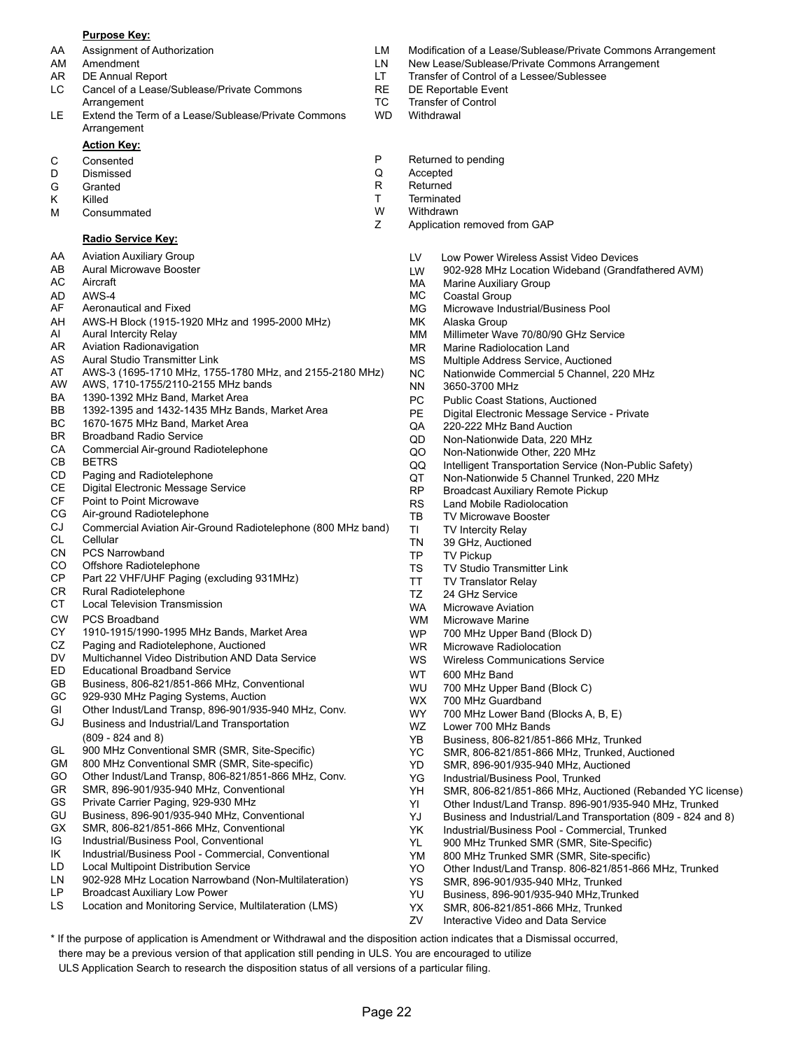**Purpose Key:**

AA Assignment of Authorization
AM Amendment
AR DE Annual Report
LC Cancel of a Lease/Sublease/Private Commons Arrangement
LE Extend the Term of a Lease/Sublease/Private Commons Arrangement
LM Modification of a Lease/Sublease/Private Commons Arrangement
LN New Lease/Sublease/Private Commons Arrangement
LT Transfer of Control of a Lessee/Sublessee
RE DE Reportable Event
TC Transfer of Control
WD Withdrawal

**Action Key:**

C Consented
D Dismissed
G Granted
K Killed
M Consummated
P Returned to pending
Q Accepted
R Returned
T Terminated
W Withdrawn
Z Application removed from GAP

**Radio Service Key:**

AA Aviation Auxiliary Group
AB Aural Microwave Booster
AC Aircraft
AD AWS-4
AF Aeronautical and Fixed
AH AWS-H Block (1915-1920 MHz and 1995-2000 MHz)
AI Aural Intercity Relay
AR Aviation Radionavigation
AS Aural Studio Transmitter Link
AT AWS-3 (1695-1710 MHz, 1755-1780 MHz, and 2155-2180 MHz)
AW AWS, 1710-1755/2110-2155 MHz bands
BA 1390-1392 MHz Band, Market Area
BB 1392-1395 and 1432-1435 MHz Bands, Market Area
BC 1670-1675 MHz Band, Market Area
BR Broadband Radio Service
CA Commercial Air-ground Radiotelephone
CB BETRS
CD Paging and Radiotelephone
CE Digital Electronic Message Service
CF Point to Point Microwave
CG Air-ground Radiotelephone
CJ Commercial Aviation Air-Ground Radiotelephone (800 MHz band)
CL Cellular
CN PCS Narrowband
CO Offshore Radiotelephone
CP Part 22 VHF/UHF Paging (excluding 931MHz)
CR Rural Radiotelephone
CT Local Television Transmission
CW PCS Broadband
CY 1910-1915/1990-1995 MHz Bands, Market Area
CZ Paging and Radiotelephone, Auctioned
DV Multichannel Video Distribution AND Data Service
ED Educational Broadband Service
GB Business, 806-821/851-866 MHz, Conventional
GC 929-930 MHz Paging Systems, Auction
GI Other Indust/Land Transp, 896-901/935-940 MHz, Conv.
GJ Business and Industrial/Land Transportation (809 - 824 and 8)
GL 900 MHz Conventional SMR (SMR, Site-Specific)
GM 800 MHz Conventional SMR (SMR, Site-specific)
GO Other Indust/Land Transp, 806-821/851-866 MHz, Conv.
GR SMR, 896-901/935-940 MHz, Conventional
GS Private Carrier Paging, 929-930 MHz
GU Business, 896-901/935-940 MHz, Conventional
GX SMR, 806-821/851-866 MHz, Conventional
IG Industrial/Business Pool, Conventional
IK Industrial/Business Pool - Commercial, Conventional
LD Local Multipoint Distribution Service
LN 902-928 MHz Location Narrowband (Non-Multilateration)
LP Broadcast Auxiliary Low Power
LS Location and Monitoring Service, Multilateration (LMS)
LV Low Power Wireless Assist Video Devices
LW 902-928 MHz Location Wideband (Grandfathered AVM)
MA Marine Auxiliary Group
MC Coastal Group
MG Microwave Industrial/Business Pool
MK Alaska Group
MM Millimeter Wave 70/80/90 GHz Service
MR Marine Radiolocation Land
MS Multiple Address Service, Auctioned
NC Nationwide Commercial 5 Channel, 220 MHz
NN 3650-3700 MHz
PC Public Coast Stations, Auctioned
PE Digital Electronic Message Service - Private
QA 220-222 MHz Band Auction
QD Non-Nationwide Data, 220 MHz
QO Non-Nationwide Other, 220 MHz
QQ Intelligent Transportation Service (Non-Public Safety)
QT Non-Nationwide 5 Channel Trunked, 220 MHz
RP Broadcast Auxiliary Remote Pickup
RS Land Mobile Radiolocation
TB TV Microwave Booster
TI TV Intercity Relay
TN 39 GHz, Auctioned
TP TV Pickup
TS TV Studio Transmitter Link
TT TV Translator Relay
TZ 24 GHz Service
WA Microwave Aviation
WM Microwave Marine
WP 700 MHz Upper Band (Block D)
WR Microwave Radiolocation
WS Wireless Communications Service
WT 600 MHz Band
WU 700 MHz Upper Band (Block C)
WX 700 MHz Guardband
WY 700 MHz Lower Band (Blocks A, B, E)
WZ Lower 700 MHz Bands
YB Business, 806-821/851-866 MHz, Trunked
YC SMR, 806-821/851-866 MHz, Trunked, Auctioned
YD SMR, 896-901/935-940 MHz, Auctioned
YG Industrial/Business Pool, Trunked
YH SMR, 806-821/851-866 MHz, Auctioned (Rebanded YC license)
YI Other Indust/Land Transp. 896-901/935-940 MHz, Trunked
YJ Business and Industrial/Land Transportation (809 - 824 and 8)
YK Industrial/Business Pool - Commercial, Trunked
YL 900 MHz Trunked SMR (SMR, Site-Specific)
YM 800 MHz Trunked SMR (SMR, Site-specific)
YO Other Indust/Land Transp. 806-821/851-866 MHz, Trunked
YS SMR, 896-901/935-940 MHz, Trunked
YU Business, 896-901/935-940 MHz,Trunked
YX SMR, 806-821/851-866 MHz, Trunked
ZV Interactive Video and Data Service

* If the purpose of application is Amendment or Withdrawal and the disposition action indicates that a Dismissal occurred, there may be a previous version of that application still pending in ULS. You are encouraged to utilize ULS Application Search to research the disposition status of all versions of a particular filing.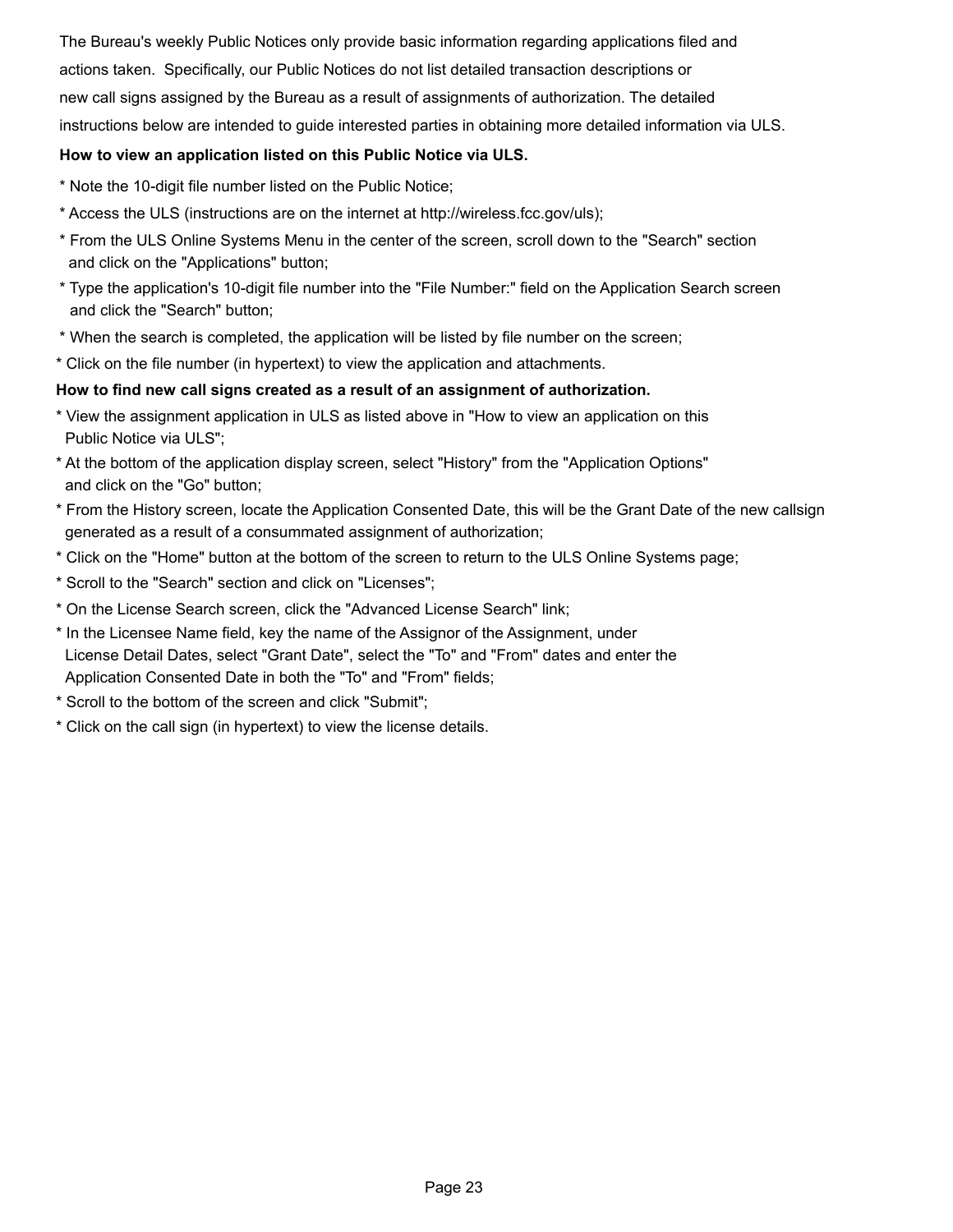The Bureau's weekly Public Notices only provide basic information regarding applications filed and actions taken. Specifically, our Public Notices do not list detailed transaction descriptions or new call signs assigned by the Bureau as a result of assignments of authorization. The detailed instructions below are intended to guide interested parties in obtaining more detailed information via ULS.

**How to view an application listed on this Public Notice via ULS.**

* Note the 10-digit file number listed on the Public Notice;
* Access the ULS (instructions are on the internet at http://wireless.fcc.gov/uls);
* From the ULS Online Systems Menu in the center of the screen, scroll down to the "Search" section and click on the "Applications" button;
* Type the application's 10-digit file number into the "File Number:" field on the Application Search screen and click the "Search" button;
* When the search is completed, the application will be listed by file number on the screen;
* Click on the file number (in hypertext) to view the application and attachments.

**How to find new call signs created as a result of an assignment of authorization.**

* View the assignment application in ULS as listed above in "How to view an application on this Public Notice via ULS";
* At the bottom of the application display screen, select "History" from the "Application Options" and click on the "Go" button;
* From the History screen, locate the Application Consented Date, this will be the Grant Date of the new callsign generated as a result of a consummated assignment of authorization;
* Click on the "Home" button at the bottom of the screen to return to the ULS Online Systems page;
* Scroll to the "Search" section and click on "Licenses";
* On the License Search screen, click the "Advanced License Search" link;
* In the Licensee Name field, key the name of the Assignor of the Assignment, under License Detail Dates, select "Grant Date", select the "To" and "From" dates and enter the Application Consented Date in both the "To" and "From" fields;
* Scroll to the bottom of the screen and click "Submit";
* Click on the call sign (in hypertext) to view the license details.